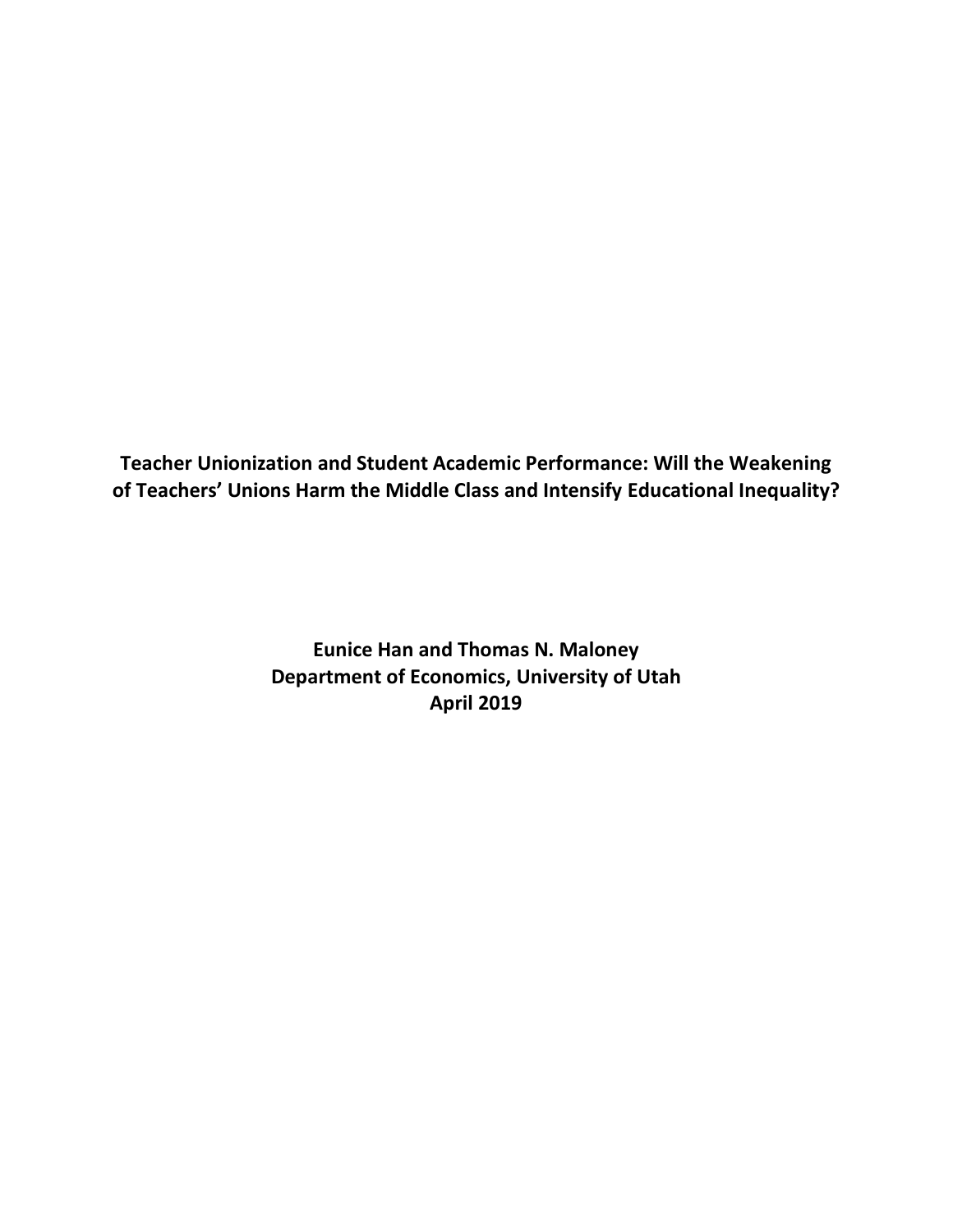# Teacher Unionization and Student Academic Performance: Will the Weakening of Teachers' Unions Harm the Middle Class and Intensify Educational Inequality?

**Eunice Han and Thomas N. Maloney**
**Department of Economics, University of Utah**
**April 2019**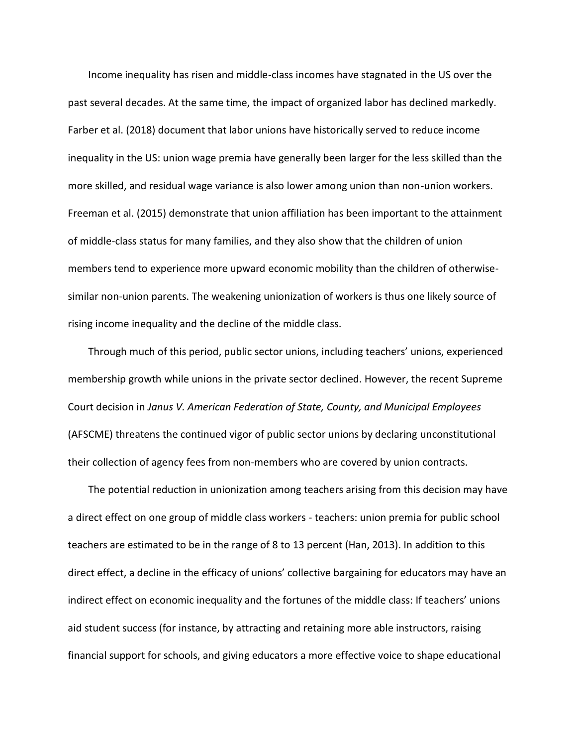Income inequality has risen and middle-class incomes have stagnated in the US over the past several decades. At the same time, the impact of organized labor has declined markedly. Farber et al. (2018) document that labor unions have historically served to reduce income inequality in the US: union wage premia have generally been larger for the less skilled than the more skilled, and residual wage variance is also lower among union than non-union workers. Freeman et al. (2015) demonstrate that union affiliation has been important to the attainment of middle-class status for many families, and they also show that the children of union members tend to experience more upward economic mobility than the children of otherwise-similar non-union parents. The weakening unionization of workers is thus one likely source of rising income inequality and the decline of the middle class.

Through much of this period, public sector unions, including teachers' unions, experienced membership growth while unions in the private sector declined. However, the recent Supreme Court decision in *Janus V. American Federation of State, County, and Municipal Employees* (AFSCME) threatens the continued vigor of public sector unions by declaring unconstitutional their collection of agency fees from non-members who are covered by union contracts.

The potential reduction in unionization among teachers arising from this decision may have a direct effect on one group of middle class workers - teachers: union premia for public school teachers are estimated to be in the range of 8 to 13 percent (Han, 2013). In addition to this direct effect, a decline in the efficacy of unions' collective bargaining for educators may have an indirect effect on economic inequality and the fortunes of the middle class: If teachers' unions aid student success (for instance, by attracting and retaining more able instructors, raising financial support for schools, and giving educators a more effective voice to shape educational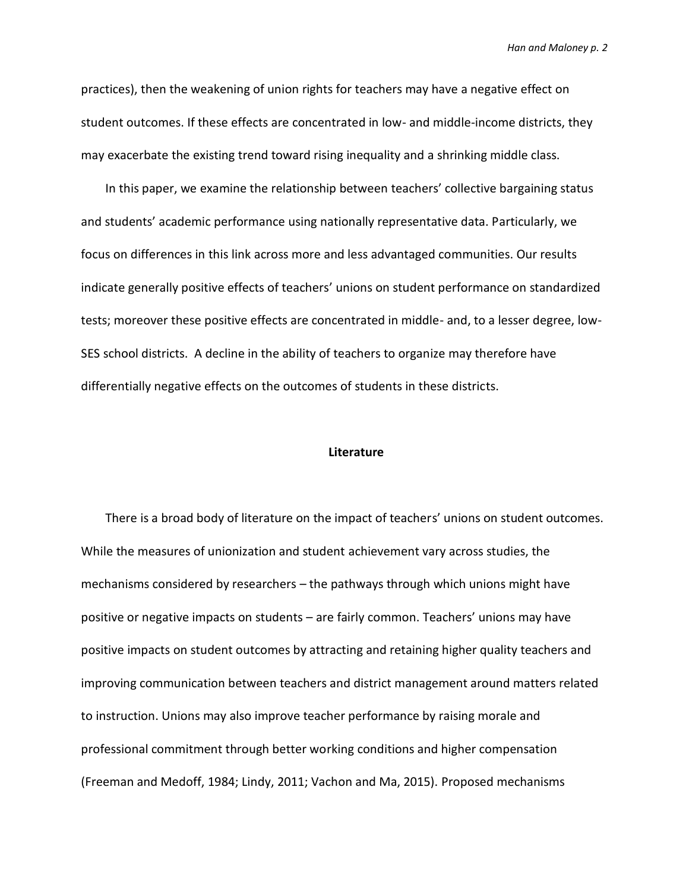practices), then the weakening of union rights for teachers may have a negative effect on student outcomes. If these effects are concentrated in low- and middle-income districts, they may exacerbate the existing trend toward rising inequality and a shrinking middle class.

In this paper, we examine the relationship between teachers' collective bargaining status and students' academic performance using nationally representative data. Particularly, we focus on differences in this link across more and less advantaged communities. Our results indicate generally positive effects of teachers' unions on student performance on standardized tests; moreover these positive effects are concentrated in middle- and, to a lesser degree, low-SES school districts. A decline in the ability of teachers to organize may therefore have differentially negative effects on the outcomes of students in these districts.

## Literature

There is a broad body of literature on the impact of teachers' unions on student outcomes. While the measures of unionization and student achievement vary across studies, the mechanisms considered by researchers – the pathways through which unions might have positive or negative impacts on students – are fairly common. Teachers' unions may have positive impacts on student outcomes by attracting and retaining higher quality teachers and improving communication between teachers and district management around matters related to instruction. Unions may also improve teacher performance by raising morale and professional commitment through better working conditions and higher compensation (Freeman and Medoff, 1984; Lindy, 2011; Vachon and Ma, 2015). Proposed mechanisms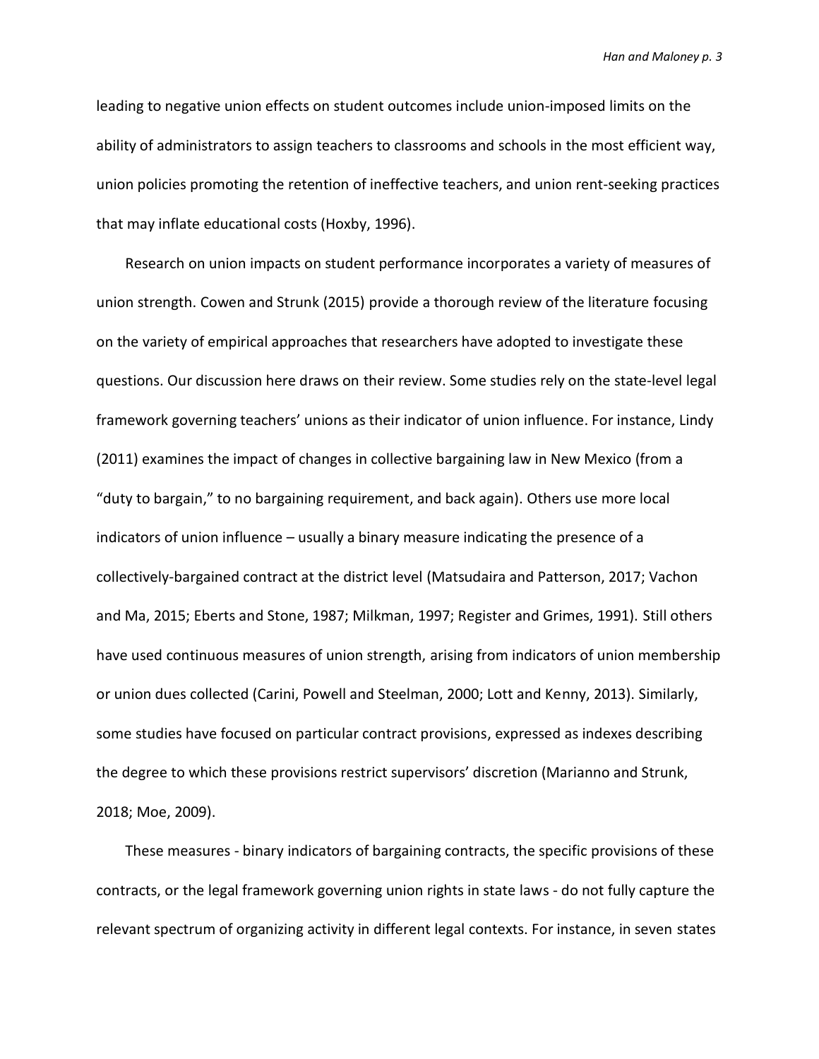leading to negative union effects on student outcomes include union-imposed limits on the ability of administrators to assign teachers to classrooms and schools in the most efficient way, union policies promoting the retention of ineffective teachers, and union rent-seeking practices that may inflate educational costs (Hoxby, 1996).

Research on union impacts on student performance incorporates a variety of measures of union strength. Cowen and Strunk (2015) provide a thorough review of the literature focusing on the variety of empirical approaches that researchers have adopted to investigate these questions. Our discussion here draws on their review. Some studies rely on the state-level legal framework governing teachers' unions as their indicator of union influence. For instance, Lindy (2011) examines the impact of changes in collective bargaining law in New Mexico (from a "duty to bargain," to no bargaining requirement, and back again). Others use more local indicators of union influence – usually a binary measure indicating the presence of a collectively-bargained contract at the district level (Matsudaira and Patterson, 2017; Vachon and Ma, 2015; Eberts and Stone, 1987; Milkman, 1997; Register and Grimes, 1991). Still others have used continuous measures of union strength, arising from indicators of union membership or union dues collected (Carini, Powell and Steelman, 2000; Lott and Kenny, 2013). Similarly, some studies have focused on particular contract provisions, expressed as indexes describing the degree to which these provisions restrict supervisors' discretion (Marianno and Strunk, 2018; Moe, 2009).

These measures - binary indicators of bargaining contracts, the specific provisions of these contracts, or the legal framework governing union rights in state laws - do not fully capture the relevant spectrum of organizing activity in different legal contexts. For instance, in seven states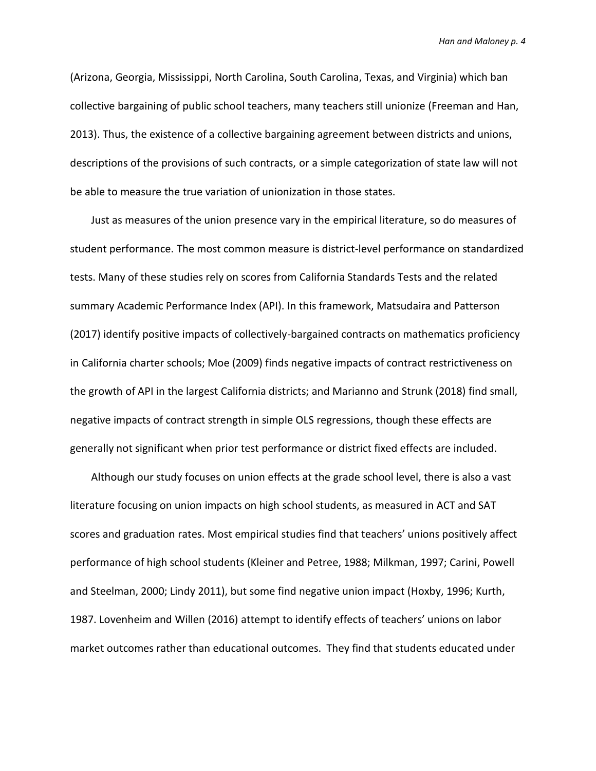(Arizona, Georgia, Mississippi, North Carolina, South Carolina, Texas, and Virginia) which ban collective bargaining of public school teachers, many teachers still unionize (Freeman and Han, 2013). Thus, the existence of a collective bargaining agreement between districts and unions, descriptions of the provisions of such contracts, or a simple categorization of state law will not be able to measure the true variation of unionization in those states.

Just as measures of the union presence vary in the empirical literature, so do measures of student performance. The most common measure is district-level performance on standardized tests. Many of these studies rely on scores from California Standards Tests and the related summary Academic Performance Index (API). In this framework, Matsudaira and Patterson (2017) identify positive impacts of collectively-bargained contracts on mathematics proficiency in California charter schools; Moe (2009) finds negative impacts of contract restrictiveness on the growth of API in the largest California districts; and Marianno and Strunk (2018) find small, negative impacts of contract strength in simple OLS regressions, though these effects are generally not significant when prior test performance or district fixed effects are included.

Although our study focuses on union effects at the grade school level, there is also a vast literature focusing on union impacts on high school students, as measured in ACT and SAT scores and graduation rates. Most empirical studies find that teachers' unions positively affect performance of high school students (Kleiner and Petree, 1988; Milkman, 1997; Carini, Powell and Steelman, 2000; Lindy 2011), but some find negative union impact (Hoxby, 1996; Kurth, 1987. Lovenheim and Willen (2016) attempt to identify effects of teachers' unions on labor market outcomes rather than educational outcomes. They find that students educated under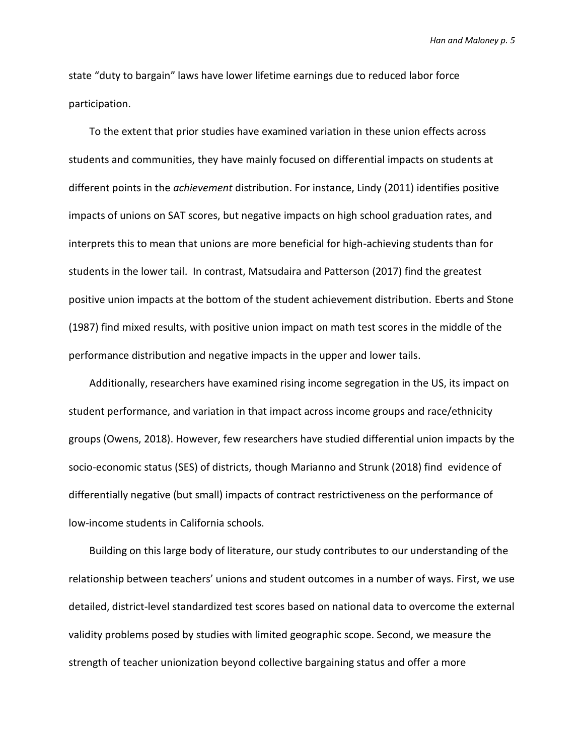state "duty to bargain" laws have lower lifetime earnings due to reduced labor force participation.

To the extent that prior studies have examined variation in these union effects across students and communities, they have mainly focused on differential impacts on students at different points in the *achievement* distribution. For instance, Lindy (2011) identifies positive impacts of unions on SAT scores, but negative impacts on high school graduation rates, and interprets this to mean that unions are more beneficial for high-achieving students than for students in the lower tail. In contrast, Matsudaira and Patterson (2017) find the greatest positive union impacts at the bottom of the student achievement distribution. Eberts and Stone (1987) find mixed results, with positive union impact on math test scores in the middle of the performance distribution and negative impacts in the upper and lower tails.

Additionally, researchers have examined rising income segregation in the US, its impact on student performance, and variation in that impact across income groups and race/ethnicity groups (Owens, 2018). However, few researchers have studied differential union impacts by the socio-economic status (SES) of districts, though Marianno and Strunk (2018) find evidence of differentially negative (but small) impacts of contract restrictiveness on the performance of low-income students in California schools.

Building on this large body of literature, our study contributes to our understanding of the relationship between teachers' unions and student outcomes in a number of ways. First, we use detailed, district-level standardized test scores based on national data to overcome the external validity problems posed by studies with limited geographic scope. Second, we measure the strength of teacher unionization beyond collective bargaining status and offer a more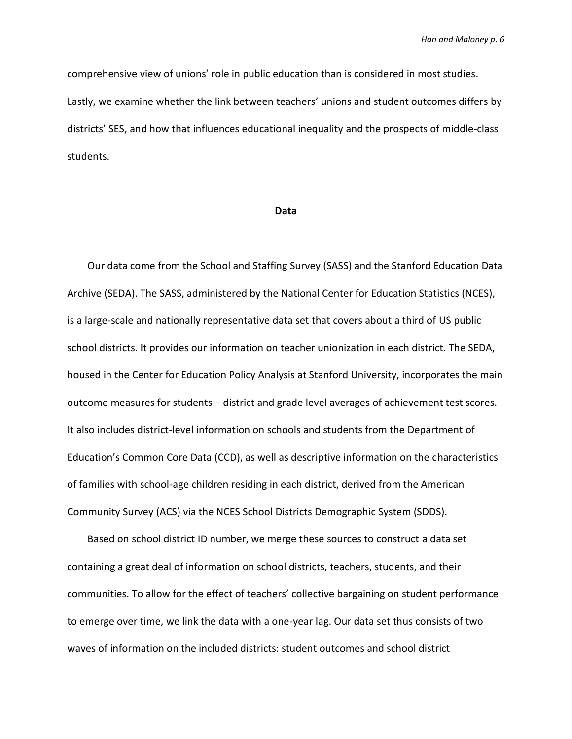comprehensive view of unions' role in public education than is considered in most studies. Lastly, we examine whether the link between teachers' unions and student outcomes differs by districts' SES, and how that influences educational inequality and the prospects of middle-class students.

## Data

Our data come from the School and Staffing Survey (SASS) and the Stanford Education Data Archive (SEDA). The SASS, administered by the National Center for Education Statistics (NCES), is a large-scale and nationally representative data set that covers about a third of US public school districts. It provides our information on teacher unionization in each district. The SEDA, housed in the Center for Education Policy Analysis at Stanford University, incorporates the main outcome measures for students – district and grade level averages of achievement test scores. It also includes district-level information on schools and students from the Department of Education's Common Core Data (CCD), as well as descriptive information on the characteristics of families with school-age children residing in each district, derived from the American Community Survey (ACS) via the NCES School Districts Demographic System (SDDS).

Based on school district ID number, we merge these sources to construct a data set containing a great deal of information on school districts, teachers, students, and their communities. To allow for the effect of teachers' collective bargaining on student performance to emerge over time, we link the data with a one-year lag. Our data set thus consists of two waves of information on the included districts: student outcomes and school district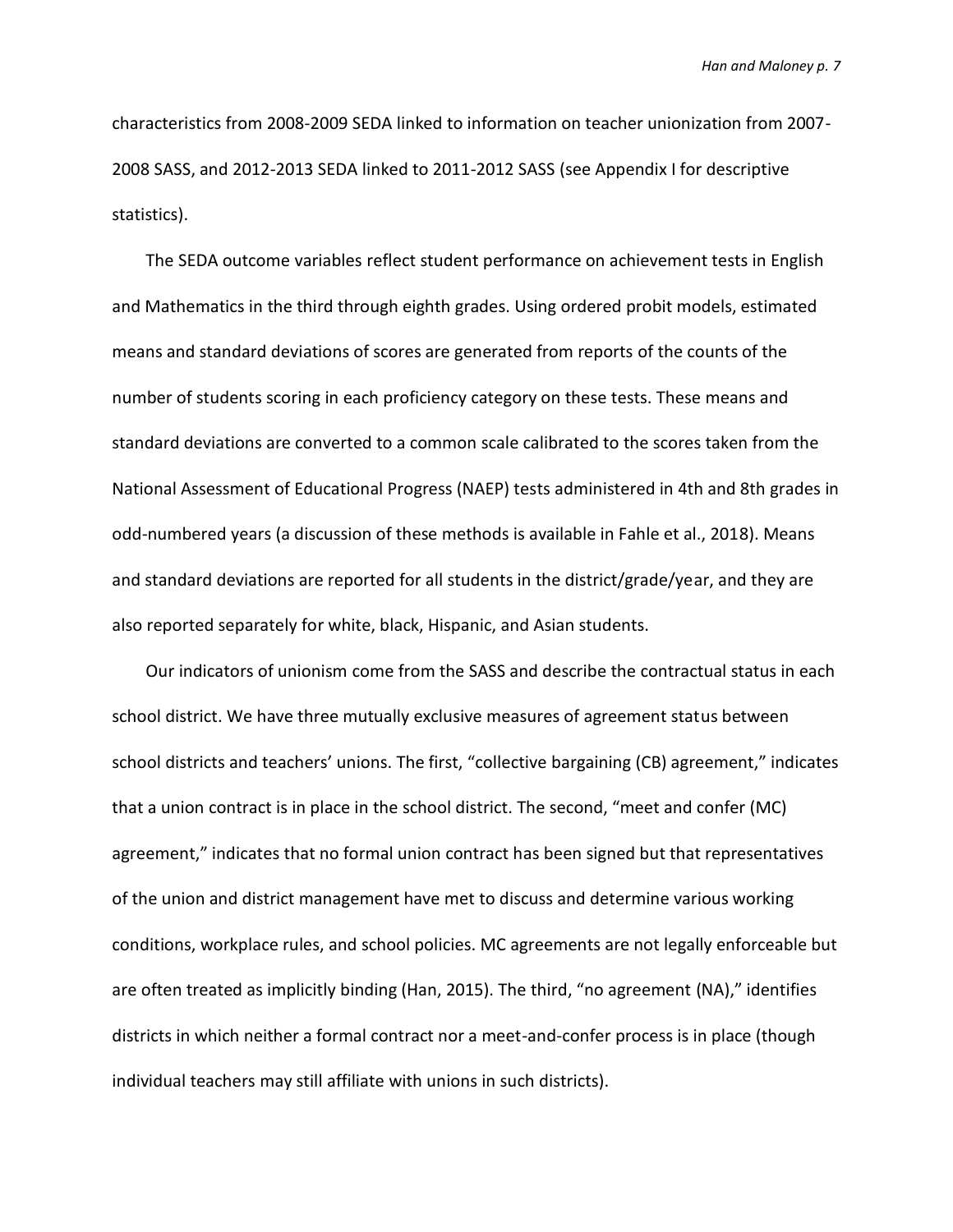characteristics from 2008-2009 SEDA linked to information on teacher unionization from 2007-2008 SASS, and 2012-2013 SEDA linked to 2011-2012 SASS (see Appendix I for descriptive statistics).

The SEDA outcome variables reflect student performance on achievement tests in English and Mathematics in the third through eighth grades. Using ordered probit models, estimated means and standard deviations of scores are generated from reports of the counts of the number of students scoring in each proficiency category on these tests. These means and standard deviations are converted to a common scale calibrated to the scores taken from the National Assessment of Educational Progress (NAEP) tests administered in 4th and 8th grades in odd-numbered years (a discussion of these methods is available in Fahle et al., 2018). Means and standard deviations are reported for all students in the district/grade/year, and they are also reported separately for white, black, Hispanic, and Asian students.

Our indicators of unionism come from the SASS and describe the contractual status in each school district. We have three mutually exclusive measures of agreement status between school districts and teachers' unions. The first, "collective bargaining (CB) agreement," indicates that a union contract is in place in the school district. The second, "meet and confer (MC) agreement," indicates that no formal union contract has been signed but that representatives of the union and district management have met to discuss and determine various working conditions, workplace rules, and school policies. MC agreements are not legally enforceable but are often treated as implicitly binding (Han, 2015). The third, "no agreement (NA)," identifies districts in which neither a formal contract nor a meet-and-confer process is in place (though individual teachers may still affiliate with unions in such districts).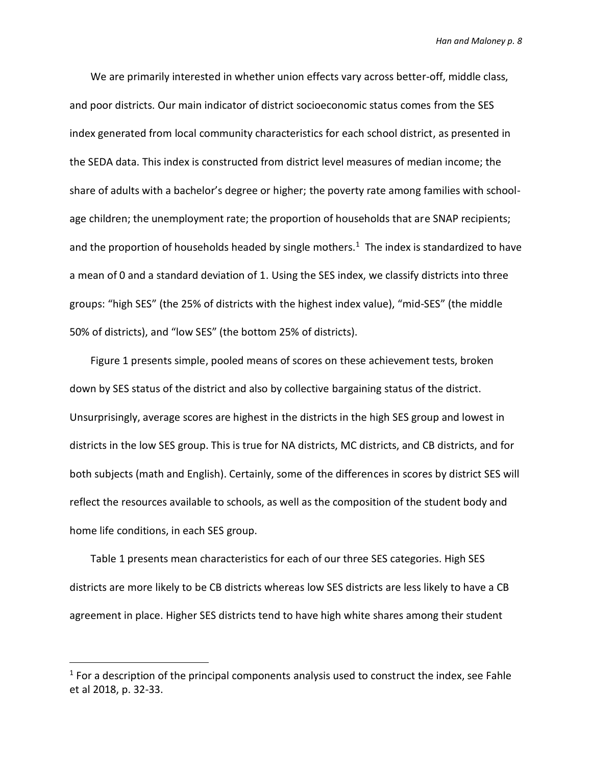We are primarily interested in whether union effects vary across better-off, middle class, and poor districts. Our main indicator of district socioeconomic status comes from the SES index generated from local community characteristics for each school district, as presented in the SEDA data. This index is constructed from district level measures of median income; the share of adults with a bachelor's degree or higher; the poverty rate among families with school-age children; the unemployment rate; the proportion of households that are SNAP recipients; and the proportion of households headed by single mothers.[1] The index is standardized to have a mean of 0 and a standard deviation of 1. Using the SES index, we classify districts into three groups: "high SES" (the 25% of districts with the highest index value), "mid-SES" (the middle 50% of districts), and "low SES" (the bottom 25% of districts).

Figure 1 presents simple, pooled means of scores on these achievement tests, broken down by SES status of the district and also by collective bargaining status of the district. Unsurprisingly, average scores are highest in the districts in the high SES group and lowest in districts in the low SES group. This is true for NA districts, MC districts, and CB districts, and for both subjects (math and English). Certainly, some of the differences in scores by district SES will reflect the resources available to schools, as well as the composition of the student body and home life conditions, in each SES group.

Table 1 presents mean characteristics for each of our three SES categories. High SES districts are more likely to be CB districts whereas low SES districts are less likely to have a CB agreement in place. Higher SES districts tend to have high white shares among their student

---

[1] For a description of the principal components analysis used to construct the index, see Fahle et al 2018, p. 32-33.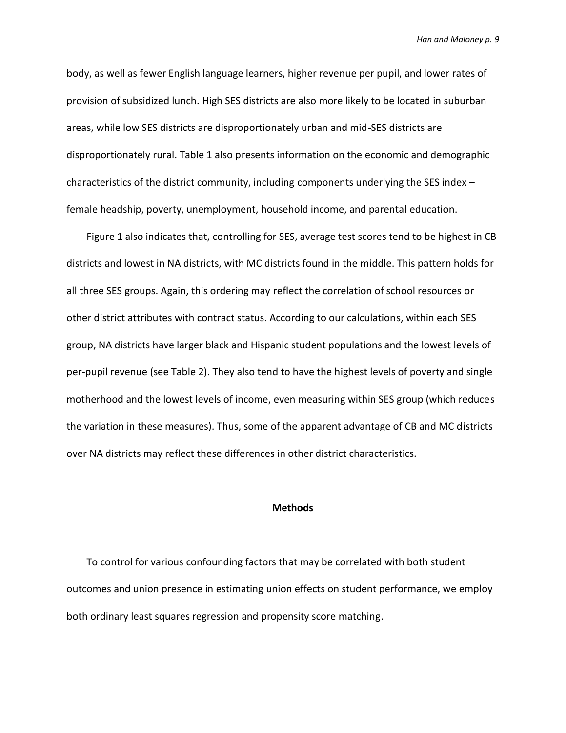body, as well as fewer English language learners, higher revenue per pupil, and lower rates of provision of subsidized lunch. High SES districts are also more likely to be located in suburban areas, while low SES districts are disproportionately urban and mid-SES districts are disproportionately rural. Table 1 also presents information on the economic and demographic characteristics of the district community, including components underlying the SES index – female headship, poverty, unemployment, household income, and parental education.

Figure 1 also indicates that, controlling for SES, average test scores tend to be highest in CB districts and lowest in NA districts, with MC districts found in the middle. This pattern holds for all three SES groups. Again, this ordering may reflect the correlation of school resources or other district attributes with contract status. According to our calculations, within each SES group, NA districts have larger black and Hispanic student populations and the lowest levels of per-pupil revenue (see Table 2). They also tend to have the highest levels of poverty and single motherhood and the lowest levels of income, even measuring within SES group (which reduces the variation in these measures). Thus, some of the apparent advantage of CB and MC districts over NA districts may reflect these differences in other district characteristics.

## Methods

To control for various confounding factors that may be correlated with both student outcomes and union presence in estimating union effects on student performance, we employ both ordinary least squares regression and propensity score matching.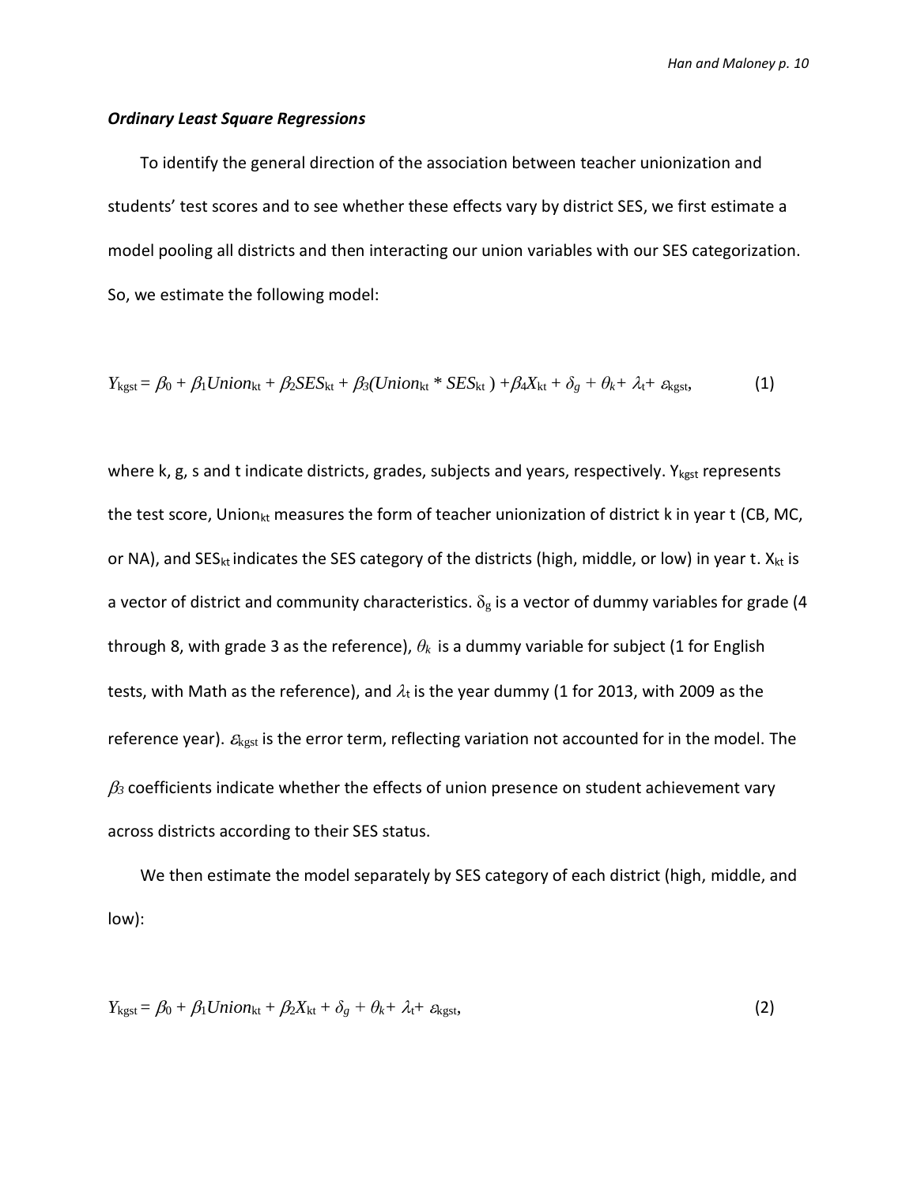### *Ordinary Least Square Regressions*

To identify the general direction of the association between teacher unionization and students' test scores and to see whether these effects vary by district SES, we first estimate a model pooling all districts and then interacting our union variables with our SES categorization. So, we estimate the following model:

$$Y_{kgst} = \beta_0 + \beta_1 Union_{kt} + \beta_2 SES_{kt} + \beta_3 (Union_{kt} * SES_{kt}) + \beta_4 X_{kt} + \delta_g + \theta_k + \lambda_t + \varepsilon_{kgst}, \quad (1)$$

where k, g, s and t indicate districts, grades, subjects and years, respectively. $Y_{kgst}$ represents the test score, $Union_{kt}$ measures the form of teacher unionization of district k in year t (CB, MC, or NA), and $SES_{kt}$ indicates the SES category of the districts (high, middle, or low) in year t. $X_{kt}$ is a vector of district and community characteristics. $\delta_g$ is a vector of dummy variables for grade (4 through 8, with grade 3 as the reference), $\theta_k$ is a dummy variable for subject (1 for English tests, with Math as the reference), and $\lambda_t$ is the year dummy (1 for 2013, with 2009 as the reference year). $\varepsilon_{kgst}$ is the error term, reflecting variation not accounted for in the model. The $\beta_3$ coefficients indicate whether the effects of union presence on student achievement vary across districts according to their SES status.

We then estimate the model separately by SES category of each district (high, middle, and low):

$$Y_{kgst} = \beta_0 + \beta_1 Union_{kt} + \beta_2 X_{kt} + \delta_g + \theta_k + \lambda_t + \varepsilon_{kgst}, \quad (2)$$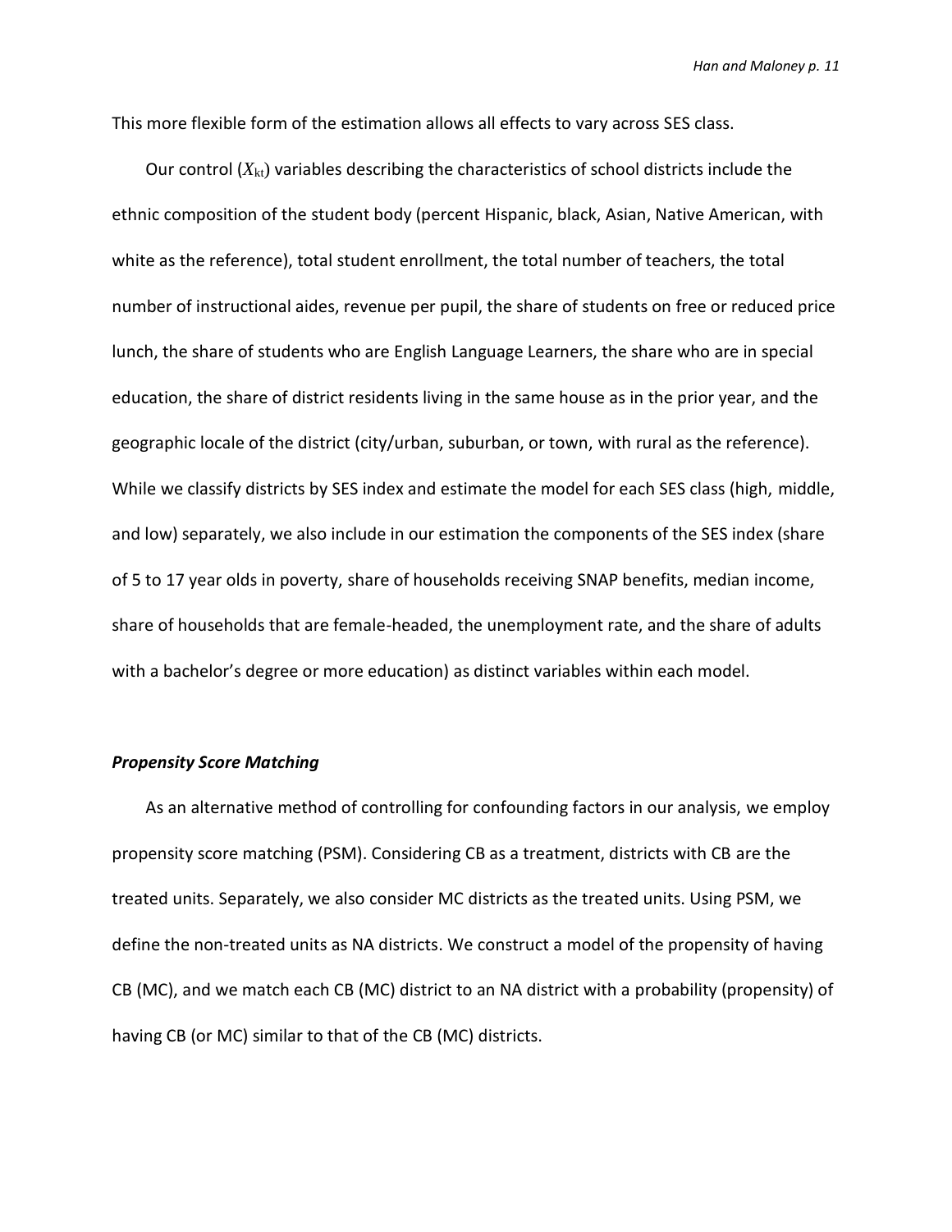This more flexible form of the estimation allows all effects to vary across SES class.

Our control ($X_{kt}$) variables describing the characteristics of school districts include the ethnic composition of the student body (percent Hispanic, black, Asian, Native American, with white as the reference), total student enrollment, the total number of teachers, the total number of instructional aides, revenue per pupil, the share of students on free or reduced price lunch, the share of students who are English Language Learners, the share who are in special education, the share of district residents living in the same house as in the prior year, and the geographic locale of the district (city/urban, suburban, or town, with rural as the reference). While we classify districts by SES index and estimate the model for each SES class (high, middle, and low) separately, we also include in our estimation the components of the SES index (share of 5 to 17 year olds in poverty, share of households receiving SNAP benefits, median income, share of households that are female-headed, the unemployment rate, and the share of adults with a bachelor's degree or more education) as distinct variables within each model.

### *Propensity Score Matching*

As an alternative method of controlling for confounding factors in our analysis, we employ propensity score matching (PSM). Considering CB as a treatment, districts with CB are the treated units. Separately, we also consider MC districts as the treated units. Using PSM, we define the non-treated units as NA districts. We construct a model of the propensity of having CB (MC), and we match each CB (MC) district to an NA district with a probability (propensity) of having CB (or MC) similar to that of the CB (MC) districts.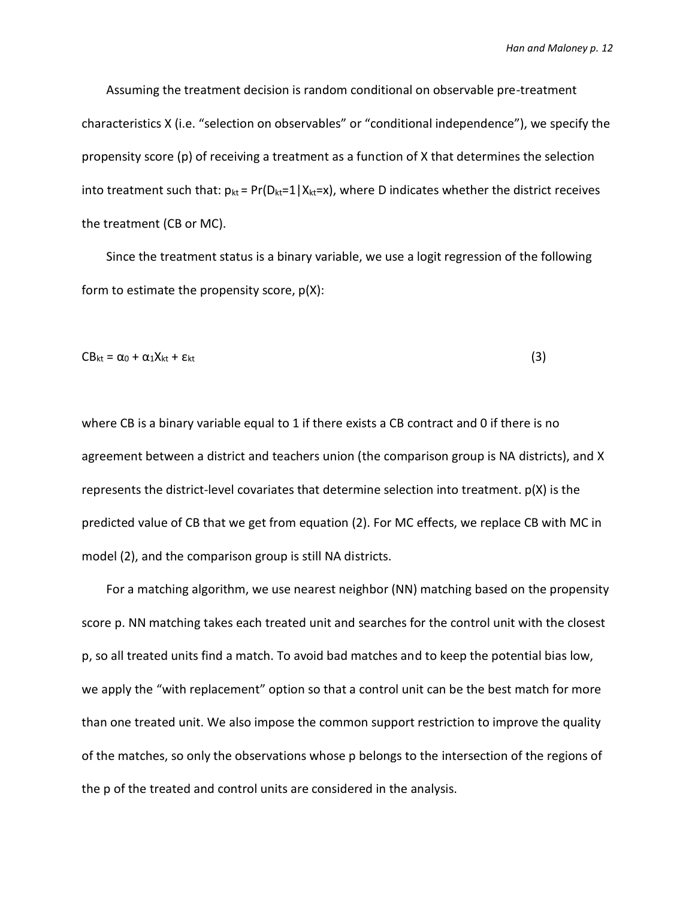Assuming the treatment decision is random conditional on observable pre-treatment characteristics X (i.e. "selection on observables" or "conditional independence"), we specify the propensity score (p) of receiving a treatment as a function of X that determines the selection into treatment such that: $p_{kt} = Pr(D_{kt}=1|X_{kt}=x)$, where D indicates whether the district receives the treatment (CB or MC).

Since the treatment status is a binary variable, we use a logit regression of the following form to estimate the propensity score, p(X):

$$CB_{kt} = \alpha_0 + \alpha_1 X_{kt} + \varepsilon_{kt} \tag{3}$$

where CB is a binary variable equal to 1 if there exists a CB contract and 0 if there is no agreement between a district and teachers union (the comparison group is NA districts), and X represents the district-level covariates that determine selection into treatment. p(X) is the predicted value of CB that we get from equation (2). For MC effects, we replace CB with MC in model (2), and the comparison group is still NA districts.

For a matching algorithm, we use nearest neighbor (NN) matching based on the propensity score p. NN matching takes each treated unit and searches for the control unit with the closest p, so all treated units find a match. To avoid bad matches and to keep the potential bias low, we apply the "with replacement" option so that a control unit can be the best match for more than one treated unit. We also impose the common support restriction to improve the quality of the matches, so only the observations whose p belongs to the intersection of the regions of the p of the treated and control units are considered in the analysis.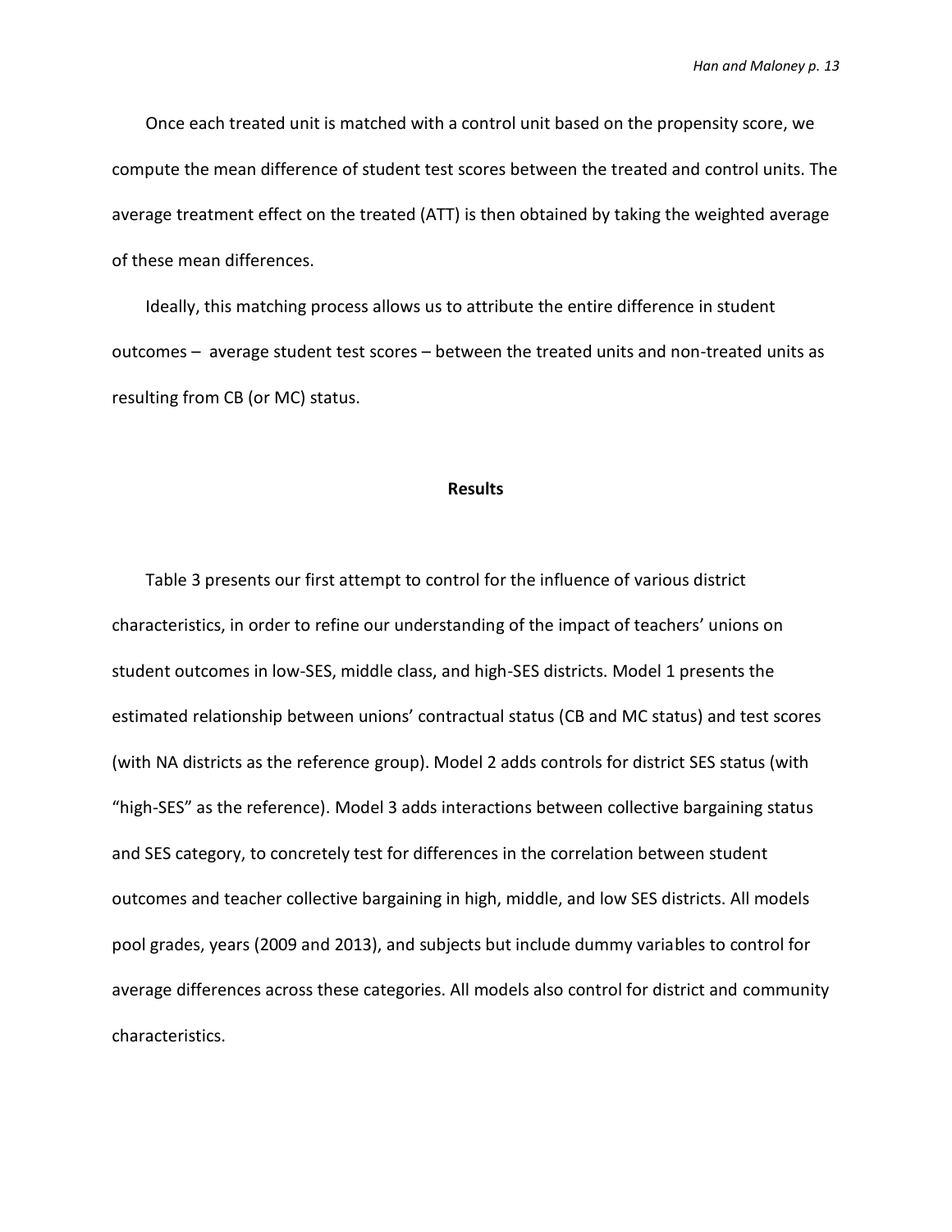Once each treated unit is matched with a control unit based on the propensity score, we compute the mean difference of student test scores between the treated and control units. The average treatment effect on the treated (ATT) is then obtained by taking the weighted average of these mean differences.

Ideally, this matching process allows us to attribute the entire difference in student outcomes – average student test scores – between the treated units and non-treated units as resulting from CB (or MC) status.

## Results

Table 3 presents our first attempt to control for the influence of various district characteristics, in order to refine our understanding of the impact of teachers' unions on student outcomes in low-SES, middle class, and high-SES districts. Model 1 presents the estimated relationship between unions' contractual status (CB and MC status) and test scores (with NA districts as the reference group). Model 2 adds controls for district SES status (with "high-SES" as the reference). Model 3 adds interactions between collective bargaining status and SES category, to concretely test for differences in the correlation between student outcomes and teacher collective bargaining in high, middle, and low SES districts. All models pool grades, years (2009 and 2013), and subjects but include dummy variables to control for average differences across these categories. All models also control for district and community characteristics.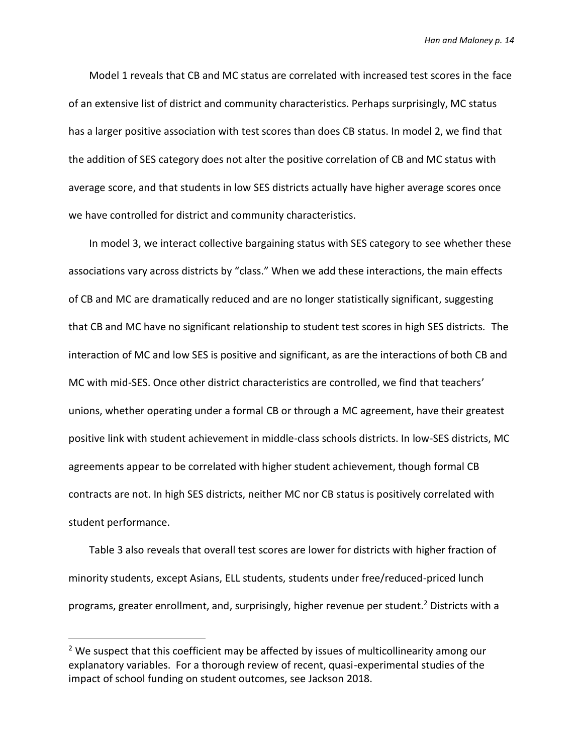Model 1 reveals that CB and MC status are correlated with increased test scores in the face of an extensive list of district and community characteristics. Perhaps surprisingly, MC status has a larger positive association with test scores than does CB status. In model 2, we find that the addition of SES category does not alter the positive correlation of CB and MC status with average score, and that students in low SES districts actually have higher average scores once we have controlled for district and community characteristics.

In model 3, we interact collective bargaining status with SES category to see whether these associations vary across districts by "class." When we add these interactions, the main effects of CB and MC are dramatically reduced and are no longer statistically significant, suggesting that CB and MC have no significant relationship to student test scores in high SES districts. The interaction of MC and low SES is positive and significant, as are the interactions of both CB and MC with mid-SES. Once other district characteristics are controlled, we find that teachers' unions, whether operating under a formal CB or through a MC agreement, have their greatest positive link with student achievement in middle-class schools districts. In low-SES districts, MC agreements appear to be correlated with higher student achievement, though formal CB contracts are not. In high SES districts, neither MC nor CB status is positively correlated with student performance.

Table 3 also reveals that overall test scores are lower for districts with higher fraction of minority students, except Asians, ELL students, students under free/reduced-priced lunch programs, greater enrollment, and, surprisingly, higher revenue per student.[2] Districts with a

[2] We suspect that this coefficient may be affected by issues of multicollinearity among our explanatory variables. For a thorough review of recent, quasi-experimental studies of the impact of school funding on student outcomes, see Jackson 2018.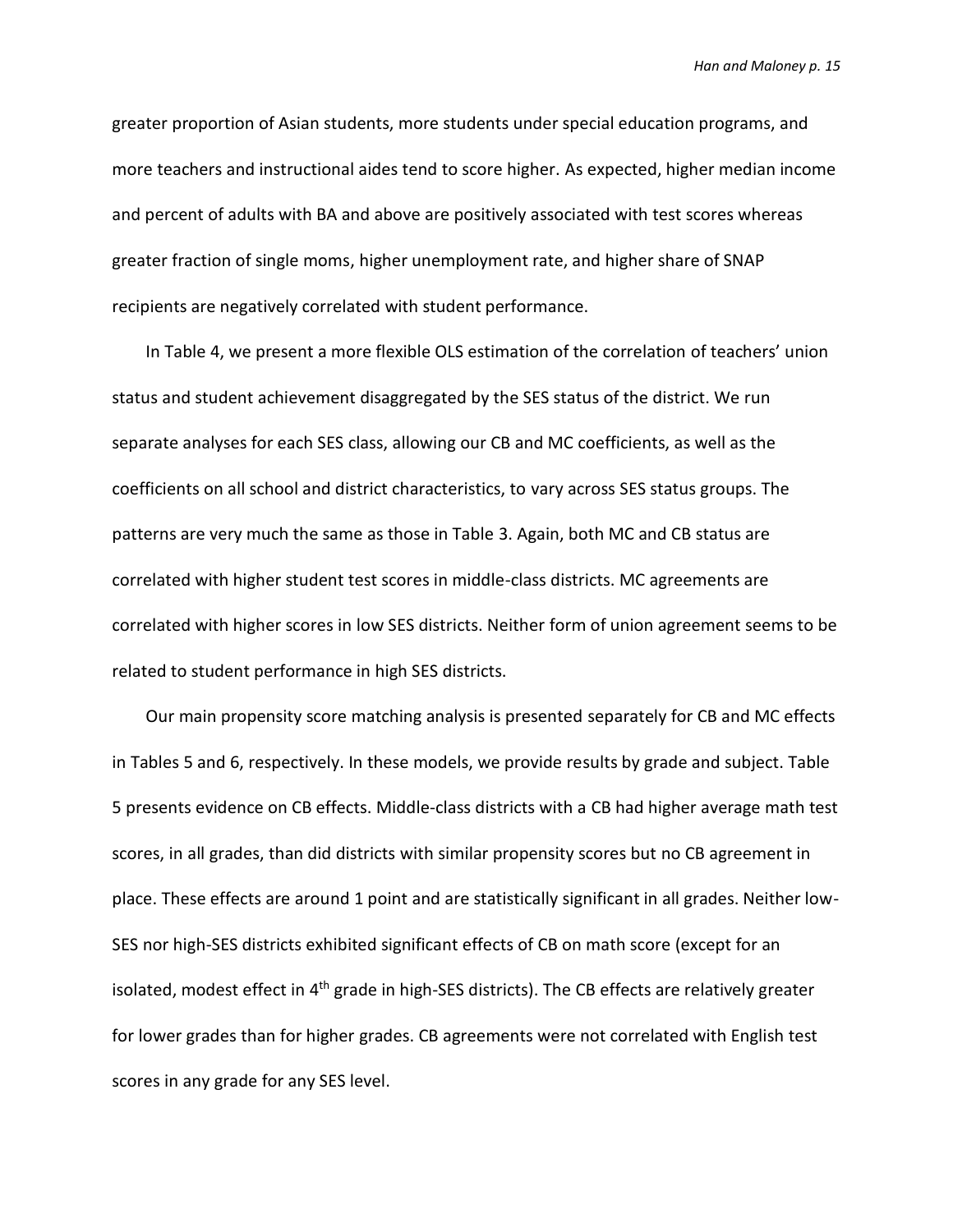greater proportion of Asian students, more students under special education programs, and more teachers and instructional aides tend to score higher. As expected, higher median income and percent of adults with BA and above are positively associated with test scores whereas greater fraction of single moms, higher unemployment rate, and higher share of SNAP recipients are negatively correlated with student performance.

In Table 4, we present a more flexible OLS estimation of the correlation of teachers' union status and student achievement disaggregated by the SES status of the district. We run separate analyses for each SES class, allowing our CB and MC coefficients, as well as the coefficients on all school and district characteristics, to vary across SES status groups. The patterns are very much the same as those in Table 3. Again, both MC and CB status are correlated with higher student test scores in middle-class districts. MC agreements are correlated with higher scores in low SES districts. Neither form of union agreement seems to be related to student performance in high SES districts.

Our main propensity score matching analysis is presented separately for CB and MC effects in Tables 5 and 6, respectively. In these models, we provide results by grade and subject. Table 5 presents evidence on CB effects. Middle-class districts with a CB had higher average math test scores, in all grades, than did districts with similar propensity scores but no CB agreement in place. These effects are around 1 point and are statistically significant in all grades. Neither low-SES nor high-SES districts exhibited significant effects of CB on math score (except for an isolated, modest effect in 4th grade in high-SES districts). The CB effects are relatively greater for lower grades than for higher grades. CB agreements were not correlated with English test scores in any grade for any SES level.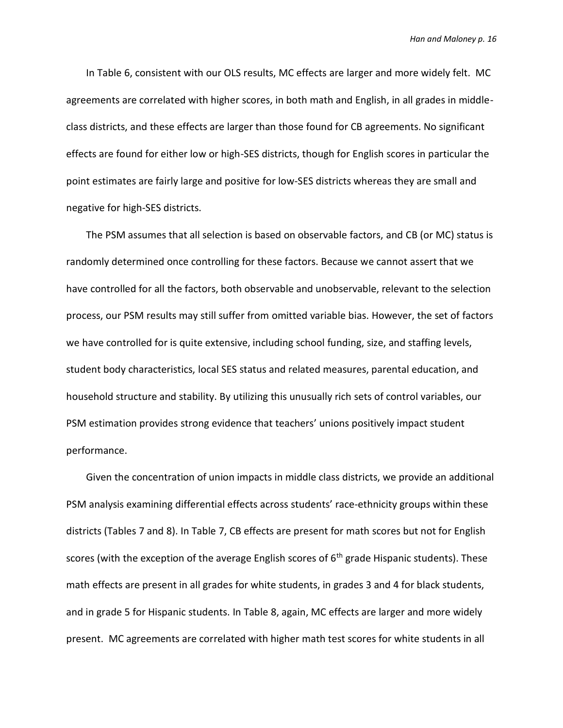In Table 6, consistent with our OLS results, MC effects are larger and more widely felt. MC agreements are correlated with higher scores, in both math and English, in all grades in middle-class districts, and these effects are larger than those found for CB agreements. No significant effects are found for either low or high-SES districts, though for English scores in particular the point estimates are fairly large and positive for low-SES districts whereas they are small and negative for high-SES districts.

The PSM assumes that all selection is based on observable factors, and CB (or MC) status is randomly determined once controlling for these factors. Because we cannot assert that we have controlled for all the factors, both observable and unobservable, relevant to the selection process, our PSM results may still suffer from omitted variable bias. However, the set of factors we have controlled for is quite extensive, including school funding, size, and staffing levels, student body characteristics, local SES status and related measures, parental education, and household structure and stability. By utilizing this unusually rich sets of control variables, our PSM estimation provides strong evidence that teachers' unions positively impact student performance.

Given the concentration of union impacts in middle class districts, we provide an additional PSM analysis examining differential effects across students' race-ethnicity groups within these districts (Tables 7 and 8). In Table 7, CB effects are present for math scores but not for English scores (with the exception of the average English scores of 6th grade Hispanic students). These math effects are present in all grades for white students, in grades 3 and 4 for black students, and in grade 5 for Hispanic students. In Table 8, again, MC effects are larger and more widely present. MC agreements are correlated with higher math test scores for white students in all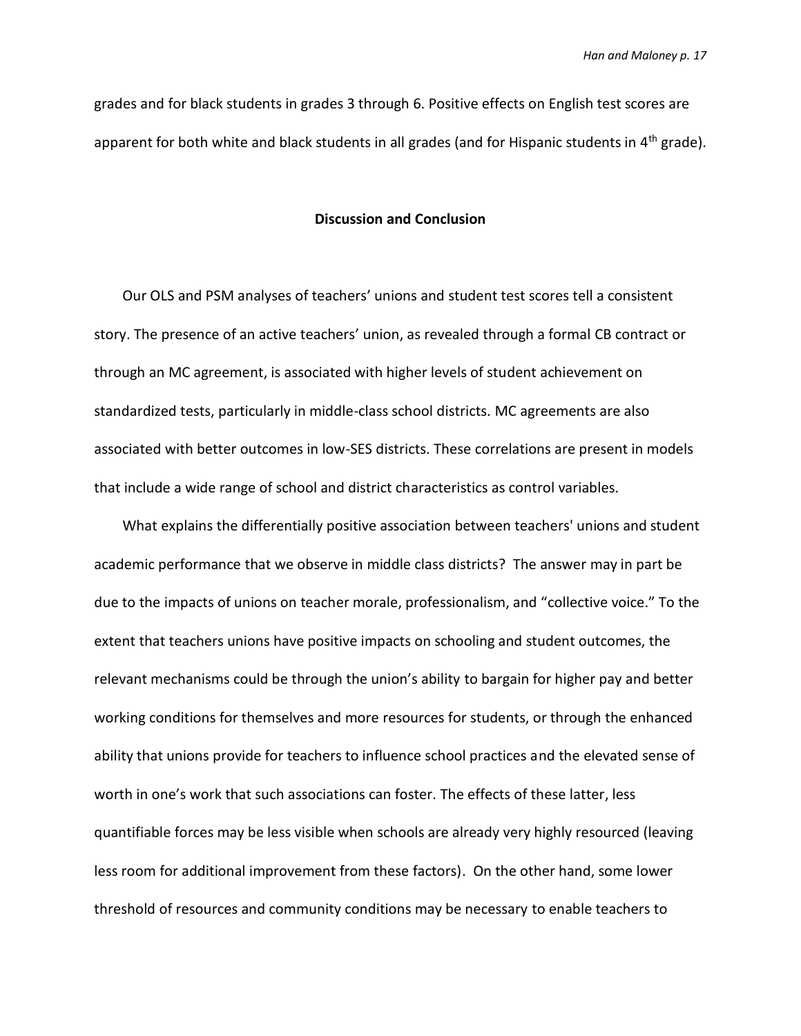grades and for black students in grades 3 through 6. Positive effects on English test scores are apparent for both white and black students in all grades (and for Hispanic students in 4th grade).

## Discussion and Conclusion

Our OLS and PSM analyses of teachers' unions and student test scores tell a consistent story. The presence of an active teachers' union, as revealed through a formal CB contract or through an MC agreement, is associated with higher levels of student achievement on standardized tests, particularly in middle-class school districts. MC agreements are also associated with better outcomes in low-SES districts. These correlations are present in models that include a wide range of school and district characteristics as control variables.

What explains the differentially positive association between teachers' unions and student academic performance that we observe in middle class districts? The answer may in part be due to the impacts of unions on teacher morale, professionalism, and "collective voice." To the extent that teachers unions have positive impacts on schooling and student outcomes, the relevant mechanisms could be through the union's ability to bargain for higher pay and better working conditions for themselves and more resources for students, or through the enhanced ability that unions provide for teachers to influence school practices and the elevated sense of worth in one's work that such associations can foster. The effects of these latter, less quantifiable forces may be less visible when schools are already very highly resourced (leaving less room for additional improvement from these factors). On the other hand, some lower threshold of resources and community conditions may be necessary to enable teachers to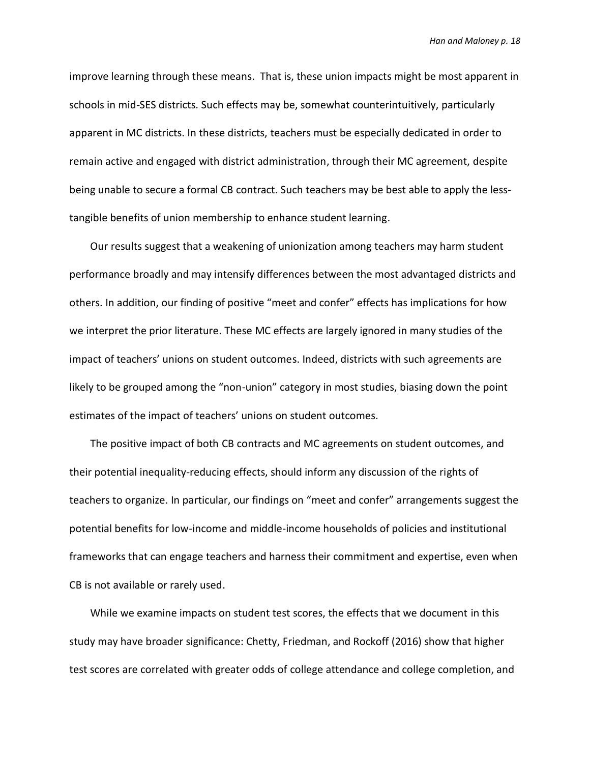improve learning through these means. That is, these union impacts might be most apparent in schools in mid-SES districts. Such effects may be, somewhat counterintuitively, particularly apparent in MC districts. In these districts, teachers must be especially dedicated in order to remain active and engaged with district administration, through their MC agreement, despite being unable to secure a formal CB contract. Such teachers may be best able to apply the less-tangible benefits of union membership to enhance student learning.

Our results suggest that a weakening of unionization among teachers may harm student performance broadly and may intensify differences between the most advantaged districts and others. In addition, our finding of positive "meet and confer" effects has implications for how we interpret the prior literature. These MC effects are largely ignored in many studies of the impact of teachers' unions on student outcomes. Indeed, districts with such agreements are likely to be grouped among the "non-union" category in most studies, biasing down the point estimates of the impact of teachers' unions on student outcomes.

The positive impact of both CB contracts and MC agreements on student outcomes, and their potential inequality-reducing effects, should inform any discussion of the rights of teachers to organize. In particular, our findings on "meet and confer" arrangements suggest the potential benefits for low-income and middle-income households of policies and institutional frameworks that can engage teachers and harness their commitment and expertise, even when CB is not available or rarely used.

While we examine impacts on student test scores, the effects that we document in this study may have broader significance: Chetty, Friedman, and Rockoff (2016) show that higher test scores are correlated with greater odds of college attendance and college completion, and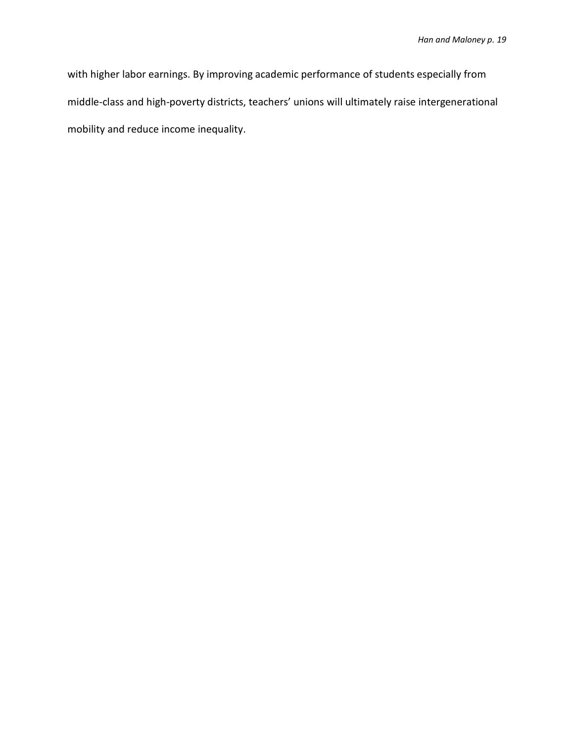with higher labor earnings. By improving academic performance of students especially from middle-class and high-poverty districts, teachers' unions will ultimately raise intergenerational mobility and reduce income inequality.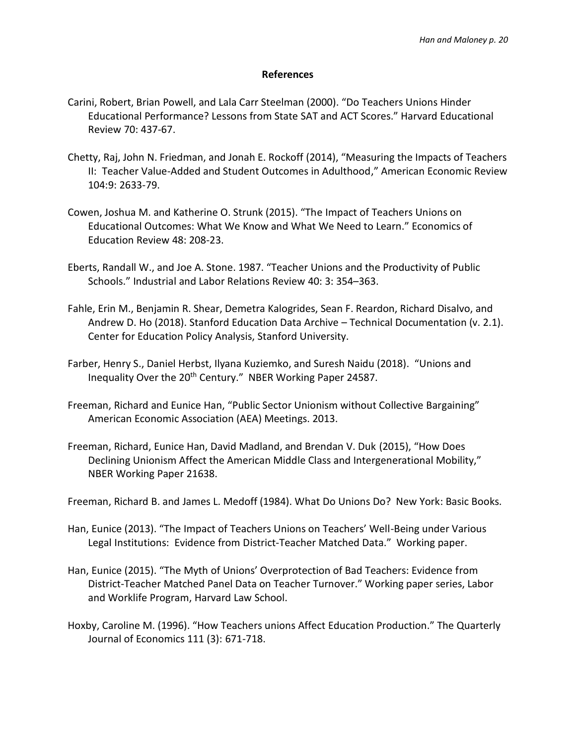## References

Carini, Robert, Brian Powell, and Lala Carr Steelman (2000). "Do Teachers Unions Hinder Educational Performance? Lessons from State SAT and ACT Scores." Harvard Educational Review 70: 437-67.

Chetty, Raj, John N. Friedman, and Jonah E. Rockoff (2014), "Measuring the Impacts of Teachers II: Teacher Value-Added and Student Outcomes in Adulthood," American Economic Review 104:9: 2633-79.

Cowen, Joshua M. and Katherine O. Strunk (2015). "The Impact of Teachers Unions on Educational Outcomes: What We Know and What We Need to Learn." Economics of Education Review 48: 208-23.

Eberts, Randall W., and Joe A. Stone. 1987. "Teacher Unions and the Productivity of Public Schools." Industrial and Labor Relations Review 40: 3: 354–363.

Fahle, Erin M., Benjamin R. Shear, Demetra Kalogrides, Sean F. Reardon, Richard Disalvo, and Andrew D. Ho (2018). Stanford Education Data Archive – Technical Documentation (v. 2.1). Center for Education Policy Analysis, Stanford University.

Farber, Henry S., Daniel Herbst, Ilyana Kuziemko, and Suresh Naidu (2018). "Unions and Inequality Over the 20th Century." NBER Working Paper 24587.

Freeman, Richard and Eunice Han, "Public Sector Unionism without Collective Bargaining" American Economic Association (AEA) Meetings. 2013.

Freeman, Richard, Eunice Han, David Madland, and Brendan V. Duk (2015), "How Does Declining Unionism Affect the American Middle Class and Intergenerational Mobility," NBER Working Paper 21638.

Freeman, Richard B. and James L. Medoff (1984). What Do Unions Do? New York: Basic Books.

Han, Eunice (2013). "The Impact of Teachers Unions on Teachers' Well-Being under Various Legal Institutions: Evidence from District-Teacher Matched Data." Working paper.

Han, Eunice (2015). "The Myth of Unions' Overprotection of Bad Teachers: Evidence from District-Teacher Matched Panel Data on Teacher Turnover." Working paper series, Labor and Worklife Program, Harvard Law School.

Hoxby, Caroline M. (1996). "How Teachers unions Affect Education Production." The Quarterly Journal of Economics 111 (3): 671-718.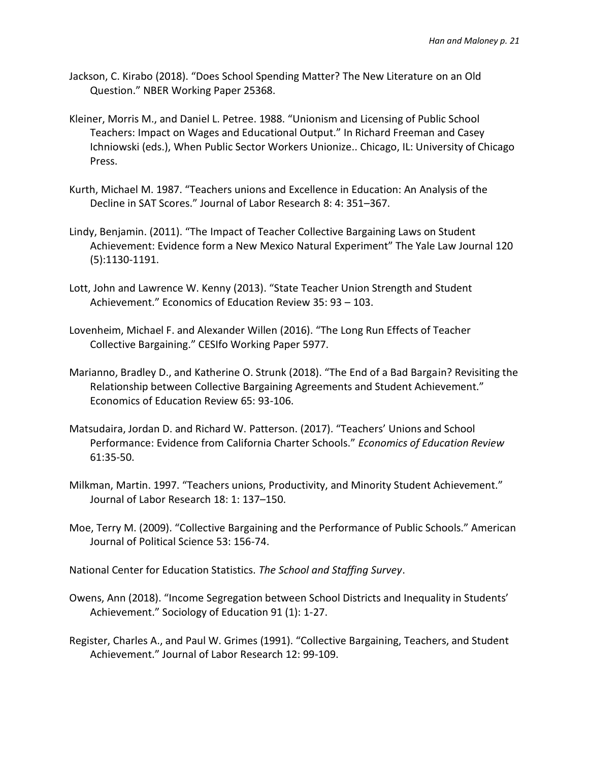Jackson, C. Kirabo (2018). “Does School Spending Matter? The New Literature on an Old Question.” NBER Working Paper 25368.

Kleiner, Morris M., and Daniel L. Petree. 1988. “Unionism and Licensing of Public School Teachers: Impact on Wages and Educational Output.” In Richard Freeman and Casey Ichniowski (eds.), When Public Sector Workers Unionize.. Chicago, IL: University of Chicago Press.

Kurth, Michael M. 1987. “Teachers unions and Excellence in Education: An Analysis of the Decline in SAT Scores.” Journal of Labor Research 8: 4: 351–367.

Lindy, Benjamin. (2011). “The Impact of Teacher Collective Bargaining Laws on Student Achievement: Evidence form a New Mexico Natural Experiment” The Yale Law Journal 120 (5):1130-1191.

Lott, John and Lawrence W. Kenny (2013). “State Teacher Union Strength and Student Achievement.” Economics of Education Review 35: 93 – 103.

Lovenheim, Michael F. and Alexander Willen (2016). “The Long Run Effects of Teacher Collective Bargaining.” CESIfo Working Paper 5977.

Marianno, Bradley D., and Katherine O. Strunk (2018). “The End of a Bad Bargain? Revisiting the Relationship between Collective Bargaining Agreements and Student Achievement.” Economics of Education Review 65: 93-106.

Matsudaira, Jordan D. and Richard W. Patterson. (2017). “Teachers’ Unions and School Performance: Evidence from California Charter Schools.” *Economics of Education Review* 61:35-50.

Milkman, Martin. 1997. “Teachers unions, Productivity, and Minority Student Achievement.” Journal of Labor Research 18: 1: 137–150.

Moe, Terry M. (2009). “Collective Bargaining and the Performance of Public Schools.” American Journal of Political Science 53: 156-74.

National Center for Education Statistics. *The School and Staffing Survey*.

Owens, Ann (2018). “Income Segregation between School Districts and Inequality in Students’ Achievement.” Sociology of Education 91 (1): 1-27.

Register, Charles A., and Paul W. Grimes (1991). “Collective Bargaining, Teachers, and Student Achievement.” Journal of Labor Research 12: 99-109.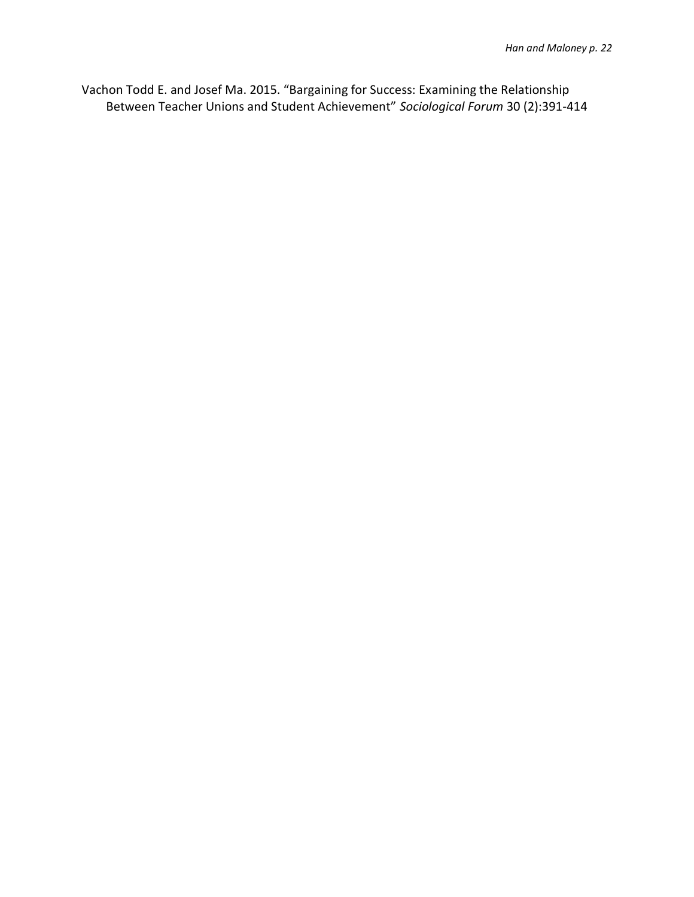Vachon Todd E. and Josef Ma. 2015. “Bargaining for Success: Examining the Relationship Between Teacher Unions and Student Achievement” *Sociological Forum* 30 (2):391-414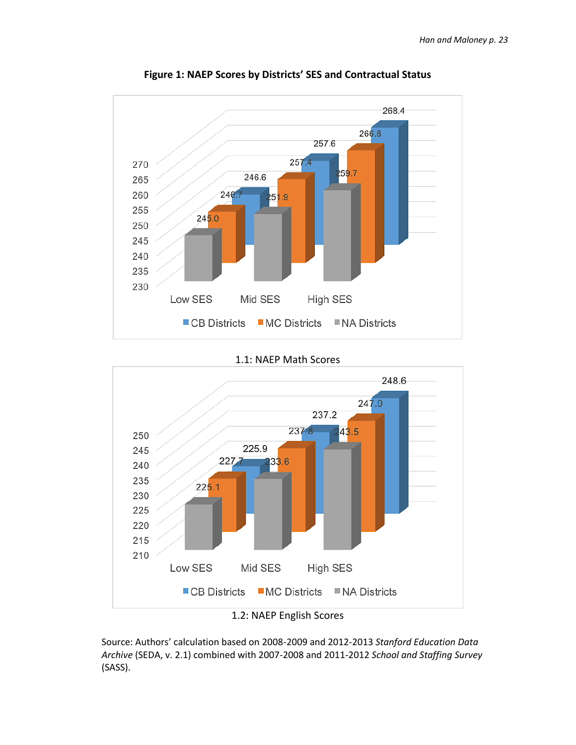**Figure 1: NAEP Scores by Districts' SES and Contractual Status**

1.1: NAEP Math Scores

1.2: NAEP English Scores

Source: Authors' calculation based on 2008-2009 and 2012-2013 *Stanford Education Data Archive* (SEDA, v. 2.1) combined with 2007-2008 and 2011-2012 *School and Staffing Survey* (SASS).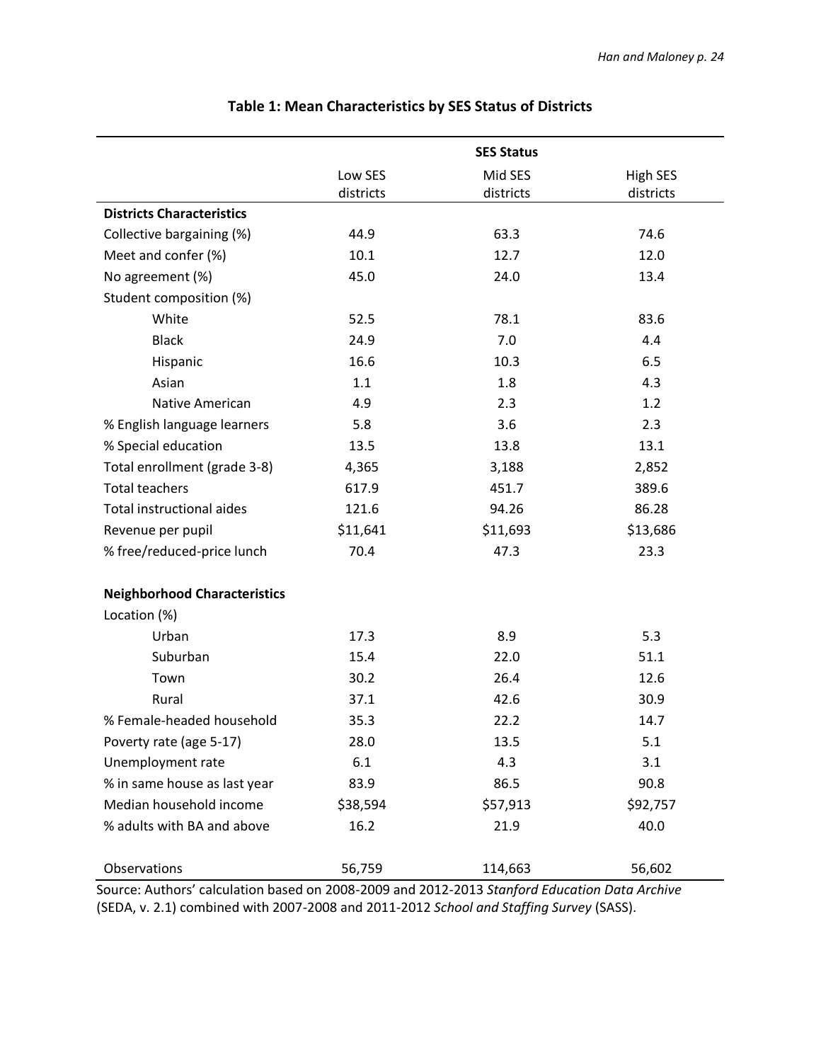**Table 1: Mean Characteristics by SES Status of Districts**

| | SES Status | | |
|---|---|---|---|
| | Low SES districts | Mid SES districts | High SES districts |
| **Districts Characteristics** | | | |
| Collective bargaining (%) | 44.9 | 63.3 | 74.6 |
| Meet and confer (%) | 10.1 | 12.7 | 12.0 |
| No agreement (%) | 45.0 | 24.0 | 13.4 |
| Student composition (%) | | | |
| White | 52.5 | 78.1 | 83.6 |
| Black | 24.9 | 7.0 | 4.4 |
| Hispanic | 16.6 | 10.3 | 6.5 |
| Asian | 1.1 | 1.8 | 4.3 |
| Native American | 4.9 | 2.3 | 1.2 |
| % English language learners | 5.8 | 3.6 | 2.3 |
| % Special education | 13.5 | 13.8 | 13.1 |
| Total enrollment (grade 3-8) | 4,365 | 3,188 | 2,852 |
| Total teachers | 617.9 | 451.7 | 389.6 |
| Total instructional aides | 121.6 | 94.26 | 86.28 |
| Revenue per pupil | $11,641 | $11,693 | $13,686 |
| % free/reduced-price lunch | 70.4 | 47.3 | 23.3 |
| **Neighborhood Characteristics** | | | |
| Location (%) | | | |
| Urban | 17.3 | 8.9 | 5.3 |
| Suburban | 15.4 | 22.0 | 51.1 |
| Town | 30.2 | 26.4 | 12.6 |
| Rural | 37.1 | 42.6 | 30.9 |
| % Female-headed household | 35.3 | 22.2 | 14.7 |
| Poverty rate (age 5-17) | 28.0 | 13.5 | 5.1 |
| Unemployment rate | 6.1 | 4.3 | 3.1 |
| % in same house as last year | 83.9 | 86.5 | 90.8 |
| Median household income | $38,594 | $57,913 | $92,757 |
| % adults with BA and above | 16.2 | 21.9 | 40.0 |
| Observations | 56,759 | 114,663 | 56,602 |

Source: Authors' calculation based on 2008-2009 and 2012-2013 *Stanford Education Data Archive* (SEDA, v. 2.1) combined with 2007-2008 and 2011-2012 *School and Staffing Survey* (SASS).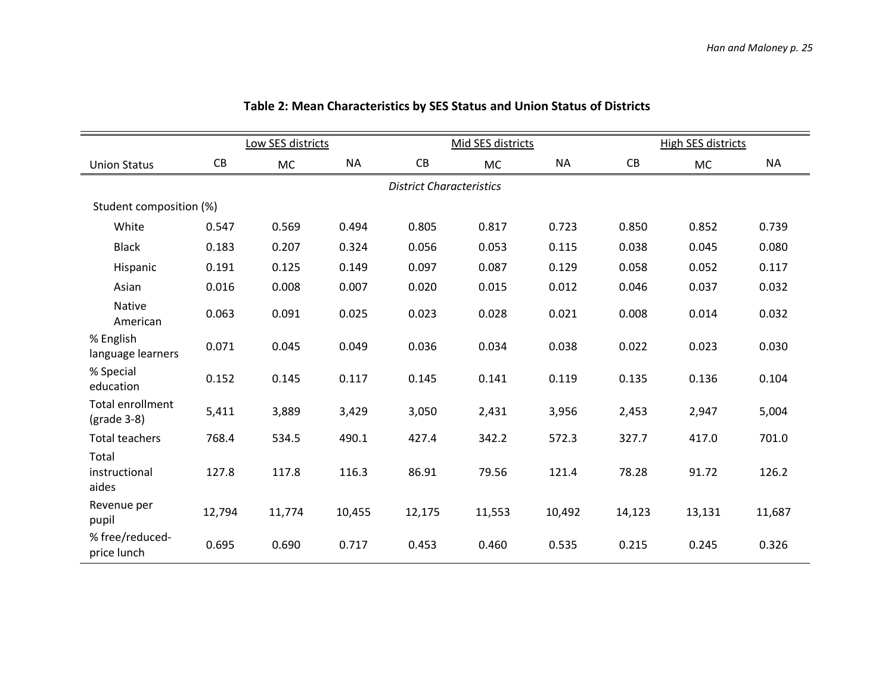**Table 2: Mean Characteristics by SES Status and Union Status of Districts**

| | Low SES districts | | | Mid SES districts | | | High SES districts | | |
|---|---|---|---|---|---|---|---|---|---|
| Union Status | CB | MC | NA | CB | MC | NA | CB | MC | NA |
| | | | | *District Characteristics* | | | | | |
| Student composition (%) | | | | | | | | | |
| White | 0.547 | 0.569 | 0.494 | 0.805 | 0.817 | 0.723 | 0.850 | 0.852 | 0.739 |
| Black | 0.183 | 0.207 | 0.324 | 0.056 | 0.053 | 0.115 | 0.038 | 0.045 | 0.080 |
| Hispanic | 0.191 | 0.125 | 0.149 | 0.097 | 0.087 | 0.129 | 0.058 | 0.052 | 0.117 |
| Asian | 0.016 | 0.008 | 0.007 | 0.020 | 0.015 | 0.012 | 0.046 | 0.037 | 0.032 |
| Native American | 0.063 | 0.091 | 0.025 | 0.023 | 0.028 | 0.021 | 0.008 | 0.014 | 0.032 |
| % English language learners | 0.071 | 0.045 | 0.049 | 0.036 | 0.034 | 0.038 | 0.022 | 0.023 | 0.030 |
| % Special education | 0.152 | 0.145 | 0.117 | 0.145 | 0.141 | 0.119 | 0.135 | 0.136 | 0.104 |
| Total enrollment (grade 3-8) | 5,411 | 3,889 | 3,429 | 3,050 | 2,431 | 3,956 | 2,453 | 2,947 | 5,004 |
| Total teachers | 768.4 | 534.5 | 490.1 | 427.4 | 342.2 | 572.3 | 327.7 | 417.0 | 701.0 |
| Total instructional aides | 127.8 | 117.8 | 116.3 | 86.91 | 79.56 | 121.4 | 78.28 | 91.72 | 126.2 |
| Revenue per pupil | 12,794 | 11,774 | 10,455 | 12,175 | 11,553 | 10,492 | 14,123 | 13,131 | 11,687 |
| % free/reduced-price lunch | 0.695 | 0.690 | 0.717 | 0.453 | 0.460 | 0.535 | 0.215 | 0.245 | 0.326 |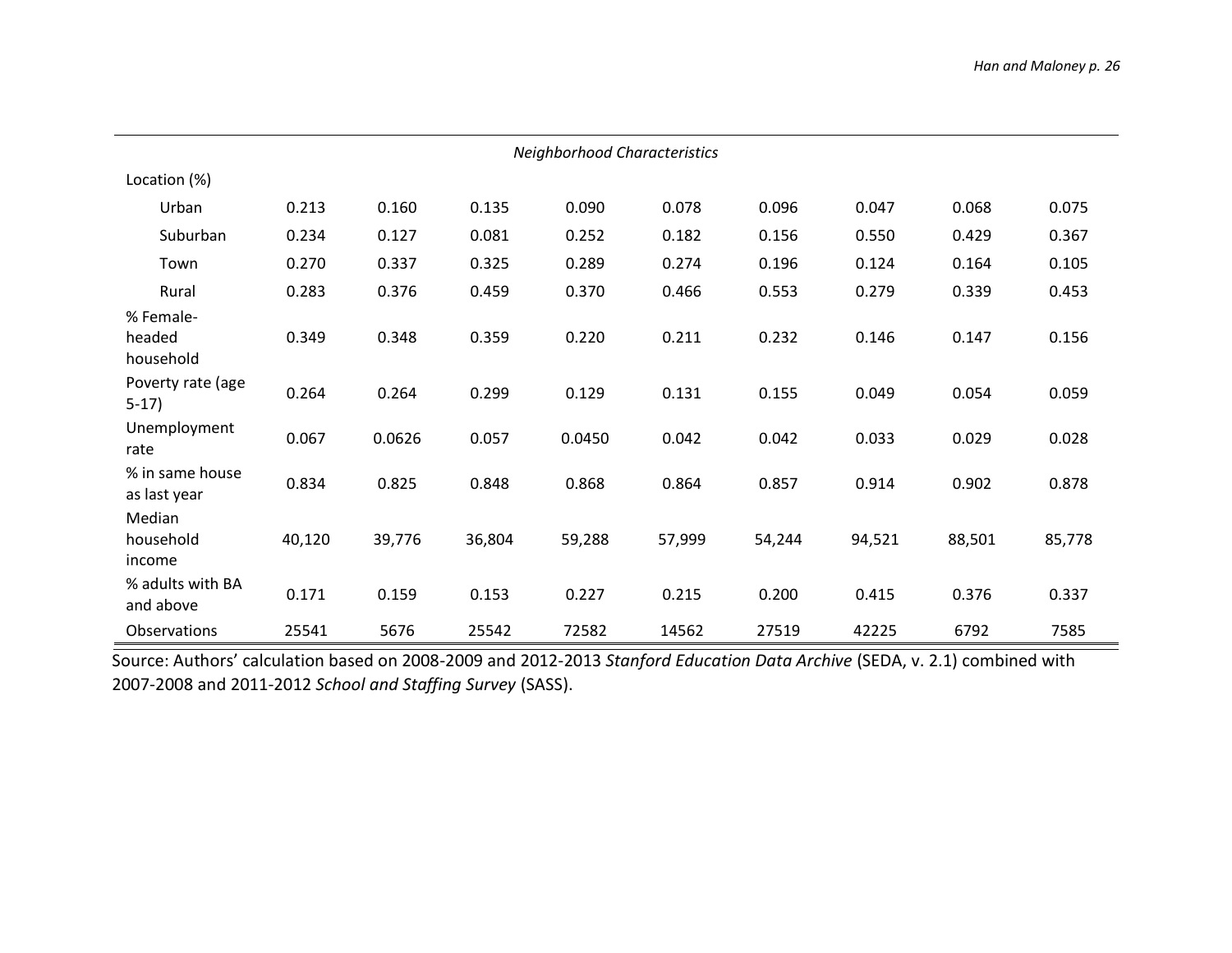| | | | | | | | | | |
|---|---|---|---|---|---|---|---|---|---|
| *Neighborhood Characteristics* | | | | | | | | | |
| Location (%) | | | | | | | | | |
| Urban | 0.213 | 0.160 | 0.135 | 0.090 | 0.078 | 0.096 | 0.047 | 0.068 | 0.075 |
| Suburban | 0.234 | 0.127 | 0.081 | 0.252 | 0.182 | 0.156 | 0.550 | 0.429 | 0.367 |
| Town | 0.270 | 0.337 | 0.325 | 0.289 | 0.274 | 0.196 | 0.124 | 0.164 | 0.105 |
| Rural | 0.283 | 0.376 | 0.459 | 0.370 | 0.466 | 0.553 | 0.279 | 0.339 | 0.453 |
| % Female-headed household | 0.349 | 0.348 | 0.359 | 0.220 | 0.211 | 0.232 | 0.146 | 0.147 | 0.156 |
| Poverty rate (age 5-17) | 0.264 | 0.264 | 0.299 | 0.129 | 0.131 | 0.155 | 0.049 | 0.054 | 0.059 |
| Unemployment rate | 0.067 | 0.0626 | 0.057 | 0.0450 | 0.042 | 0.042 | 0.033 | 0.029 | 0.028 |
| % in same house as last year | 0.834 | 0.825 | 0.848 | 0.868 | 0.864 | 0.857 | 0.914 | 0.902 | 0.878 |
| Median household income | 40,120 | 39,776 | 36,804 | 59,288 | 57,999 | 54,244 | 94,521 | 88,501 | 85,778 |
| % adults with BA and above | 0.171 | 0.159 | 0.153 | 0.227 | 0.215 | 0.200 | 0.415 | 0.376 | 0.337 |
| Observations | 25541 | 5676 | 25542 | 72582 | 14562 | 27519 | 42225 | 6792 | 7585 |

Source: Authors' calculation based on 2008-2009 and 2012-2013 *Stanford Education Data Archive* (SEDA, v. 2.1) combined with 2007-2008 and 2011-2012 *School and Staffing Survey* (SASS).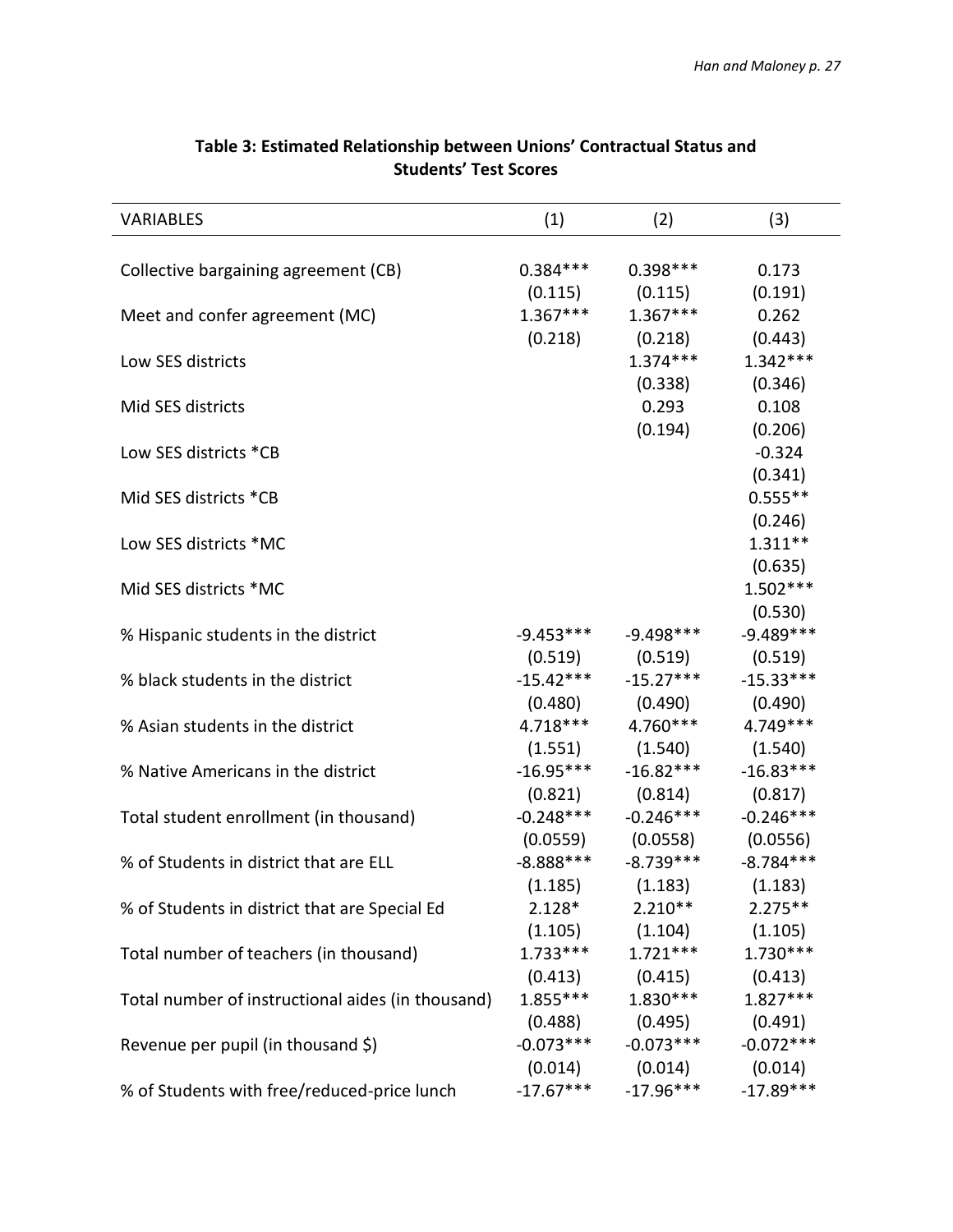**Table 3: Estimated Relationship between Unions' Contractual Status and Students' Test Scores**

| VARIABLES | (1) | (2) | (3) |
|---|---|---|---|
| Collective bargaining agreement (CB) | 0.384*** | 0.398*** | 0.173 |
| | (0.115) | (0.115) | (0.191) |
| Meet and confer agreement (MC) | 1.367*** | 1.367*** | 0.262 |
| | (0.218) | (0.218) | (0.443) |
| Low SES districts | | 1.374*** | 1.342*** |
| | | (0.338) | (0.346) |
| Mid SES districts | | 0.293 | 0.108 |
| | | (0.194) | (0.206) |
| Low SES districts *CB | | | -0.324 |
| | | | (0.341) |
| Mid SES districts *CB | | | 0.555** |
| | | | (0.246) |
| Low SES districts *MC | | | 1.311** |
| | | | (0.635) |
| Mid SES districts *MC | | | 1.502*** |
| | | | (0.530) |
| % Hispanic students in the district | -9.453*** | -9.498*** | -9.489*** |
| | (0.519) | (0.519) | (0.519) |
| % black students in the district | -15.42*** | -15.27*** | -15.33*** |
| | (0.480) | (0.490) | (0.490) |
| % Asian students in the district | 4.718*** | 4.760*** | 4.749*** |
| | (1.551) | (1.540) | (1.540) |
| % Native Americans in the district | -16.95*** | -16.82*** | -16.83*** |
| | (0.821) | (0.814) | (0.817) |
| Total student enrollment (in thousand) | -0.248*** | -0.246*** | -0.246*** |
| | (0.0559) | (0.0558) | (0.0556) |
| % of Students in district that are ELL | -8.888*** | -8.739*** | -8.784*** |
| | (1.185) | (1.183) | (1.183) |
| % of Students in district that are Special Ed | 2.128* | 2.210** | 2.275** |
| | (1.105) | (1.104) | (1.105) |
| Total number of teachers (in thousand) | 1.733*** | 1.721*** | 1.730*** |
| | (0.413) | (0.415) | (0.413) |
| Total number of instructional aides (in thousand) | 1.855*** | 1.830*** | 1.827*** |
| | (0.488) | (0.495) | (0.491) |
| Revenue per pupil (in thousand $) | -0.073*** | -0.073*** | -0.072*** |
| | (0.014) | (0.014) | (0.014) |
| % of Students with free/reduced-price lunch | -17.67*** | -17.96*** | -17.89*** |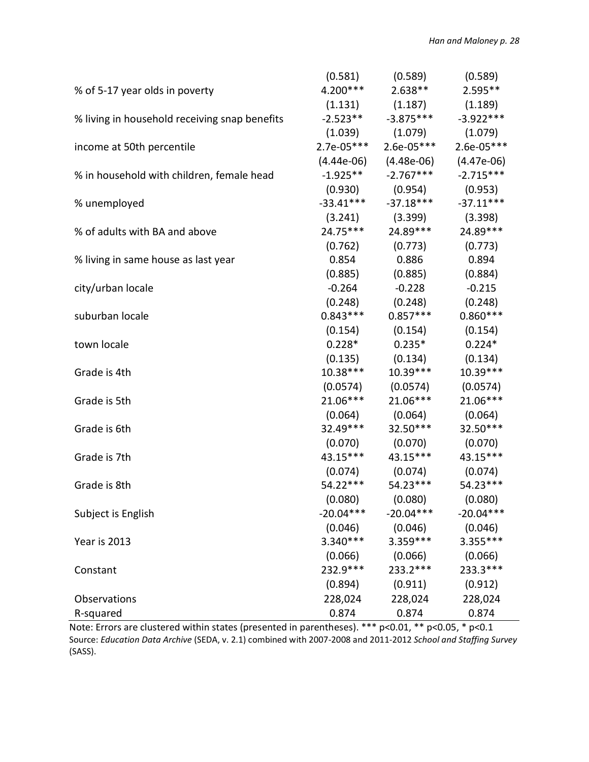| | | | |
|---|---|---|---|
| | (0.581) | (0.589) | (0.589) |
| % of 5-17 year olds in poverty | 4.200*** | 2.638** | 2.595** |
| | (1.131) | (1.187) | (1.189) |
| % living in household receiving snap benefits | -2.523** | -3.875*** | -3.922*** |
| | (1.039) | (1.079) | (1.079) |
| income at 50th percentile | 2.7e-05*** | 2.6e-05*** | 2.6e-05*** |
| | (4.44e-06) | (4.48e-06) | (4.47e-06) |
| % in household with children, female head | -1.925** | -2.767*** | -2.715*** |
| | (0.930) | (0.954) | (0.953) |
| % unemployed | -33.41*** | -37.18*** | -37.11*** |
| | (3.241) | (3.399) | (3.398) |
| % of adults with BA and above | 24.75*** | 24.89*** | 24.89*** |
| | (0.762) | (0.773) | (0.773) |
| % living in same house as last year | 0.854 | 0.886 | 0.894 |
| | (0.885) | (0.885) | (0.884) |
| city/urban locale | -0.264 | -0.228 | -0.215 |
| | (0.248) | (0.248) | (0.248) |
| suburban locale | 0.843*** | 0.857*** | 0.860*** |
| | (0.154) | (0.154) | (0.154) |
| town locale | 0.228* | 0.235* | 0.224* |
| | (0.135) | (0.134) | (0.134) |
| Grade is 4th | 10.38*** | 10.39*** | 10.39*** |
| | (0.0574) | (0.0574) | (0.0574) |
| Grade is 5th | 21.06*** | 21.06*** | 21.06*** |
| | (0.064) | (0.064) | (0.064) |
| Grade is 6th | 32.49*** | 32.50*** | 32.50*** |
| | (0.070) | (0.070) | (0.070) |
| Grade is 7th | 43.15*** | 43.15*** | 43.15*** |
| | (0.074) | (0.074) | (0.074) |
| Grade is 8th | 54.22*** | 54.23*** | 54.23*** |
| | (0.080) | (0.080) | (0.080) |
| Subject is English | -20.04*** | -20.04*** | -20.04*** |
| | (0.046) | (0.046) | (0.046) |
| Year is 2013 | 3.340*** | 3.359*** | 3.355*** |
| | (0.066) | (0.066) | (0.066) |
| Constant | 232.9*** | 233.2*** | 233.3*** |
| | (0.894) | (0.911) | (0.912) |
| Observations | 228,024 | 228,024 | 228,024 |
| R-squared | 0.874 | 0.874 | 0.874 |

Note: Errors are clustered within states (presented in parentheses). *** p<0.01, ** p<0.05, * p<0.1
Source: *Education Data Archive* (SEDA, v. 2.1) combined with 2007-2008 and 2011-2012 *School and Staffing Survey* (SASS).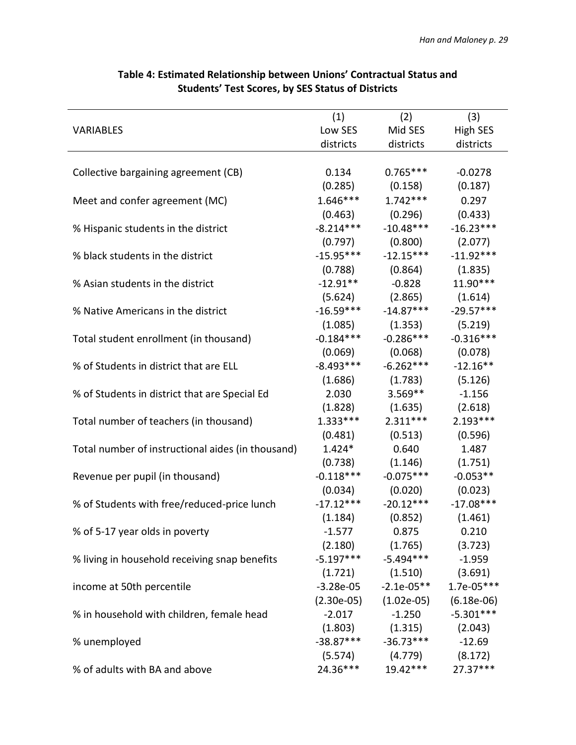**Table 4: Estimated Relationship between Unions' Contractual Status and Students' Test Scores, by SES Status of Districts**

| VARIABLES | (1) Low SES districts | (2) Mid SES districts | (3) High SES districts |
|---|---|---|---|
| Collective bargaining agreement (CB) | 0.134 | 0.765*** | -0.0278 |
| | (0.285) | (0.158) | (0.187) |
| Meet and confer agreement (MC) | 1.646*** | 1.742*** | 0.297 |
| | (0.463) | (0.296) | (0.433) |
| % Hispanic students in the district | -8.214*** | -10.48*** | -16.23*** |
| | (0.797) | (0.800) | (2.077) |
| % black students in the district | -15.95*** | -12.15*** | -11.92*** |
| | (0.788) | (0.864) | (1.835) |
| % Asian students in the district | -12.91** | -0.828 | 11.90*** |
| | (5.624) | (2.865) | (1.614) |
| % Native Americans in the district | -16.59*** | -14.87*** | -29.57*** |
| | (1.085) | (1.353) | (5.219) |
| Total student enrollment (in thousand) | -0.184*** | -0.286*** | -0.316*** |
| | (0.069) | (0.068) | (0.078) |
| % of Students in district that are ELL | -8.493*** | -6.262*** | -12.16** |
| | (1.686) | (1.783) | (5.126) |
| % of Students in district that are Special Ed | 2.030 | 3.569** | -1.156 |
| | (1.828) | (1.635) | (2.618) |
| Total number of teachers (in thousand) | 1.333*** | 2.311*** | 2.193*** |
| | (0.481) | (0.513) | (0.596) |
| Total number of instructional aides (in thousand) | 1.424* | 0.640 | 1.487 |
| | (0.738) | (1.146) | (1.751) |
| Revenue per pupil (in thousand) | -0.118*** | -0.075*** | -0.053** |
| | (0.034) | (0.020) | (0.023) |
| % of Students with free/reduced-price lunch | -17.12*** | -20.12*** | -17.08*** |
| | (1.184) | (0.852) | (1.461) |
| % of 5-17 year olds in poverty | -1.577 | 0.875 | 0.210 |
| | (2.180) | (1.765) | (3.723) |
| % living in household receiving snap benefits | -5.197*** | -5.494*** | -1.959 |
| | (1.721) | (1.510) | (3.691) |
| income at 50th percentile | -3.28e-05 | -2.1e-05** | 1.7e-05*** |
| | (2.30e-05) | (1.02e-05) | (6.18e-06) |
| % in household with children, female head | -2.017 | -1.250 | -5.301*** |
| | (1.803) | (1.315) | (2.043) |
| % unemployed | -38.87*** | -36.73*** | -12.69 |
| | (5.574) | (4.779) | (8.172) |
| % of adults with BA and above | 24.36*** | 19.42*** | 27.37*** |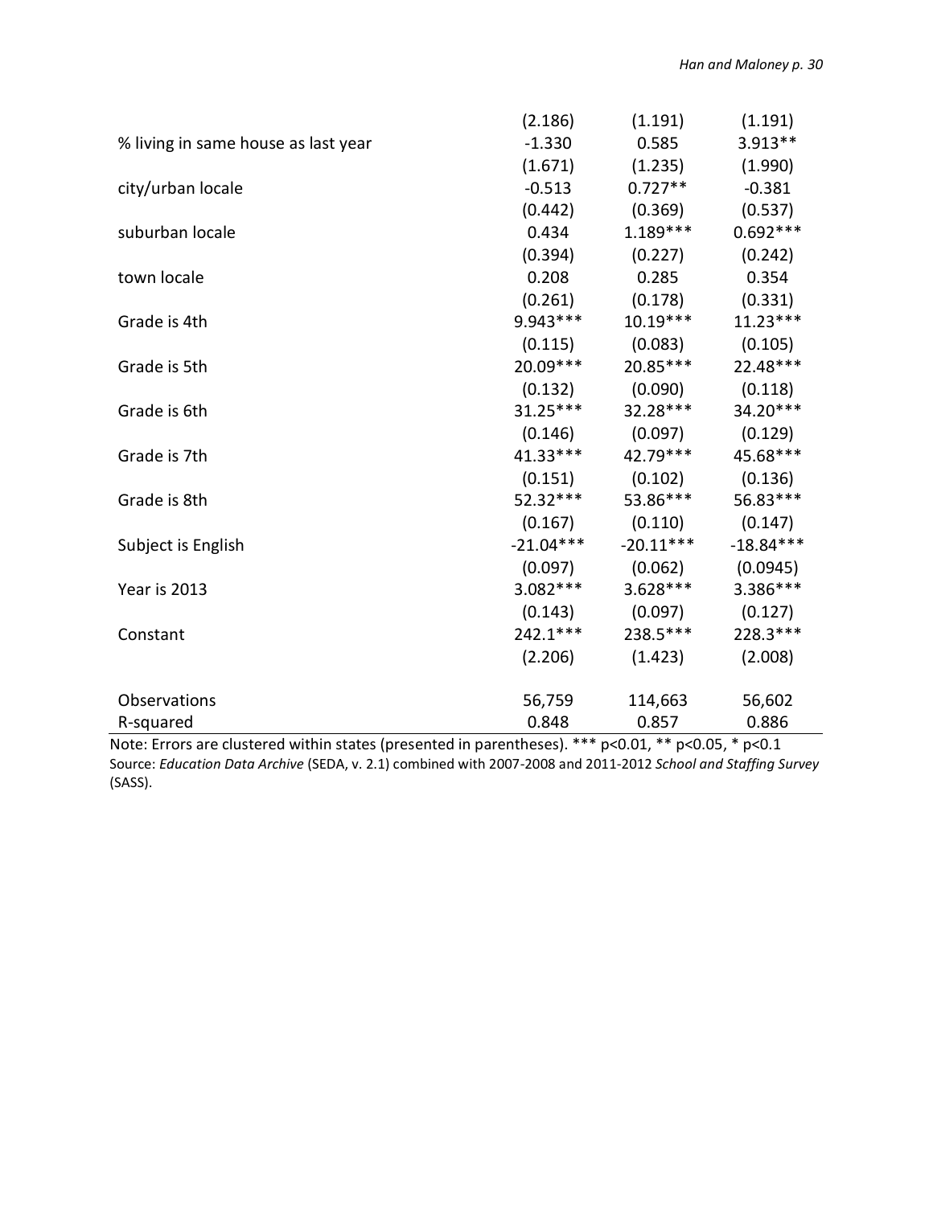| | | | |
|---|---|---|---|
| | (2.186) | (1.191) | (1.191) |
| % living in same house as last year | -1.330 | 0.585 | 3.913** |
| | (1.671) | (1.235) | (1.990) |
| city/urban locale | -0.513 | 0.727** | -0.381 |
| | (0.442) | (0.369) | (0.537) |
| suburban locale | 0.434 | 1.189*** | 0.692*** |
| | (0.394) | (0.227) | (0.242) |
| town locale | 0.208 | 0.285 | 0.354 |
| | (0.261) | (0.178) | (0.331) |
| Grade is 4th | 9.943*** | 10.19*** | 11.23*** |
| | (0.115) | (0.083) | (0.105) |
| Grade is 5th | 20.09*** | 20.85*** | 22.48*** |
| | (0.132) | (0.090) | (0.118) |
| Grade is 6th | 31.25*** | 32.28*** | 34.20*** |
| | (0.146) | (0.097) | (0.129) |
| Grade is 7th | 41.33*** | 42.79*** | 45.68*** |
| | (0.151) | (0.102) | (0.136) |
| Grade is 8th | 52.32*** | 53.86*** | 56.83*** |
| | (0.167) | (0.110) | (0.147) |
| Subject is English | -21.04*** | -20.11*** | -18.84*** |
| | (0.097) | (0.062) | (0.0945) |
| Year is 2013 | 3.082*** | 3.628*** | 3.386*** |
| | (0.143) | (0.097) | (0.127) |
| Constant | 242.1*** | 238.5*** | 228.3*** |
| | (2.206) | (1.423) | (2.008) |
| | | | |
| Observations | 56,759 | 114,663 | 56,602 |
| R-squared | 0.848 | 0.857 | 0.886 |

Note: Errors are clustered within states (presented in parentheses). *** p<0.01, ** p<0.05, * p<0.1
Source: *Education Data Archive* (SEDA, v. 2.1) combined with 2007-2008 and 2011-2012 *School and Staffing Survey* (SASS).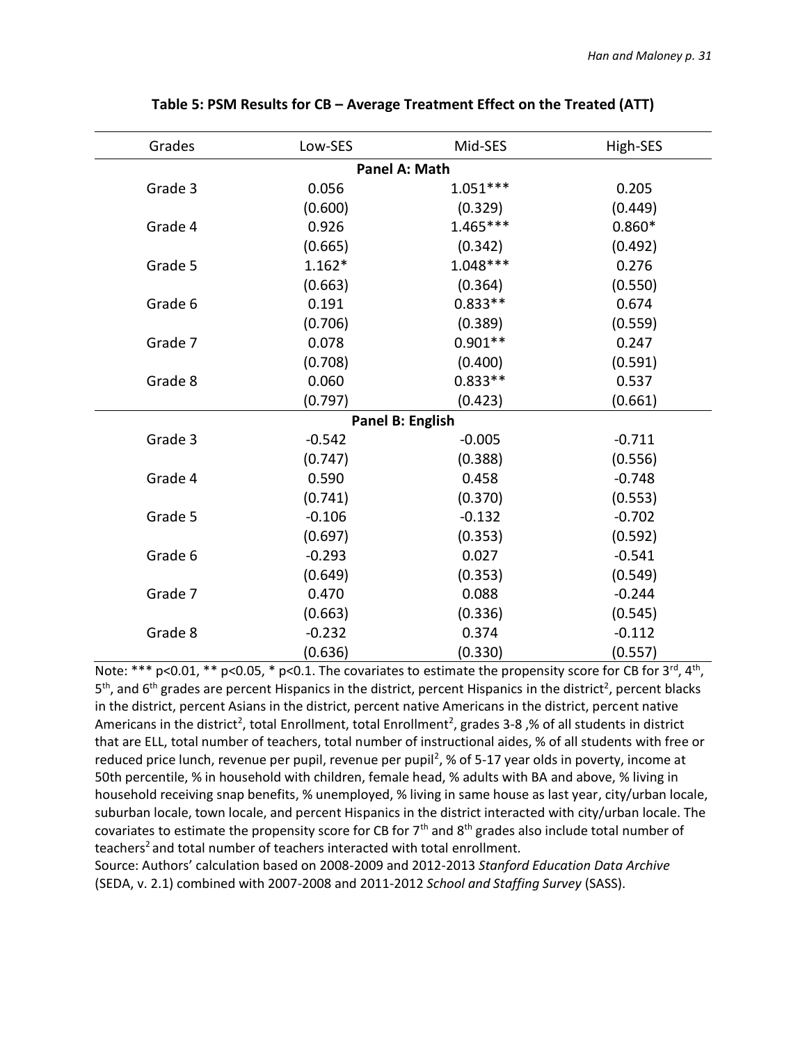**Table 5: PSM Results for CB – Average Treatment Effect on the Treated (ATT)**

| Grades | Low-SES | Mid-SES | High-SES |
|---|---|---|---|
| **Panel A: Math** | | | |
| Grade 3 | 0.056 | 1.051*** | 0.205 |
| | (0.600) | (0.329) | (0.449) |
| Grade 4 | 0.926 | 1.465*** | 0.860* |
| | (0.665) | (0.342) | (0.492) |
| Grade 5 | 1.162* | 1.048*** | 0.276 |
| | (0.663) | (0.364) | (0.550) |
| Grade 6 | 0.191 | 0.833** | 0.674 |
| | (0.706) | (0.389) | (0.559) |
| Grade 7 | 0.078 | 0.901** | 0.247 |
| | (0.708) | (0.400) | (0.591) |
| Grade 8 | 0.060 | 0.833** | 0.537 |
| | (0.797) | (0.423) | (0.661) |
| **Panel B: English** | | | |
| Grade 3 | -0.542 | -0.005 | -0.711 |
| | (0.747) | (0.388) | (0.556) |
| Grade 4 | 0.590 | 0.458 | -0.748 |
| | (0.741) | (0.370) | (0.553) |
| Grade 5 | -0.106 | -0.132 | -0.702 |
| | (0.697) | (0.353) | (0.592) |
| Grade 6 | -0.293 | 0.027 | -0.541 |
| | (0.649) | (0.353) | (0.549) |
| Grade 7 | 0.470 | 0.088 | -0.244 |
| | (0.663) | (0.336) | (0.545) |
| Grade 8 | -0.232 | 0.374 | -0.112 |
| | (0.636) | (0.330) | (0.557) |

Note: *** p<0.01, ** p<0.05, * p<0.1. The covariates to estimate the propensity score for CB for 3rd, 4th, 5th, and 6th grades are percent Hispanics in the district, percent Hispanics in the district$^2$, percent blacks in the district, percent Asians in the district, percent native Americans in the district, percent native Americans in the district$^2$, total Enrollment, total Enrollment$^2$, grades 3-8 ,% of all students in district that are ELL, total number of teachers, total number of instructional aides, % of all students with free or reduced price lunch, revenue per pupil, revenue per pupil$^2$, % of 5-17 year olds in poverty, income at 50th percentile, % in household with children, female head, % adults with BA and above, % living in household receiving snap benefits, % unemployed, % living in same house as last year, city/urban locale, suburban locale, town locale, and percent Hispanics in the district interacted with city/urban locale. The covariates to estimate the propensity score for CB for 7th and 8th grades also include total number of teachers$^2$ and total number of teachers interacted with total enrollment.

Source: Authors' calculation based on 2008-2009 and 2012-2013 *Stanford Education Data Archive* (SEDA, v. 2.1) combined with 2007-2008 and 2011-2012 *School and Staffing Survey* (SASS).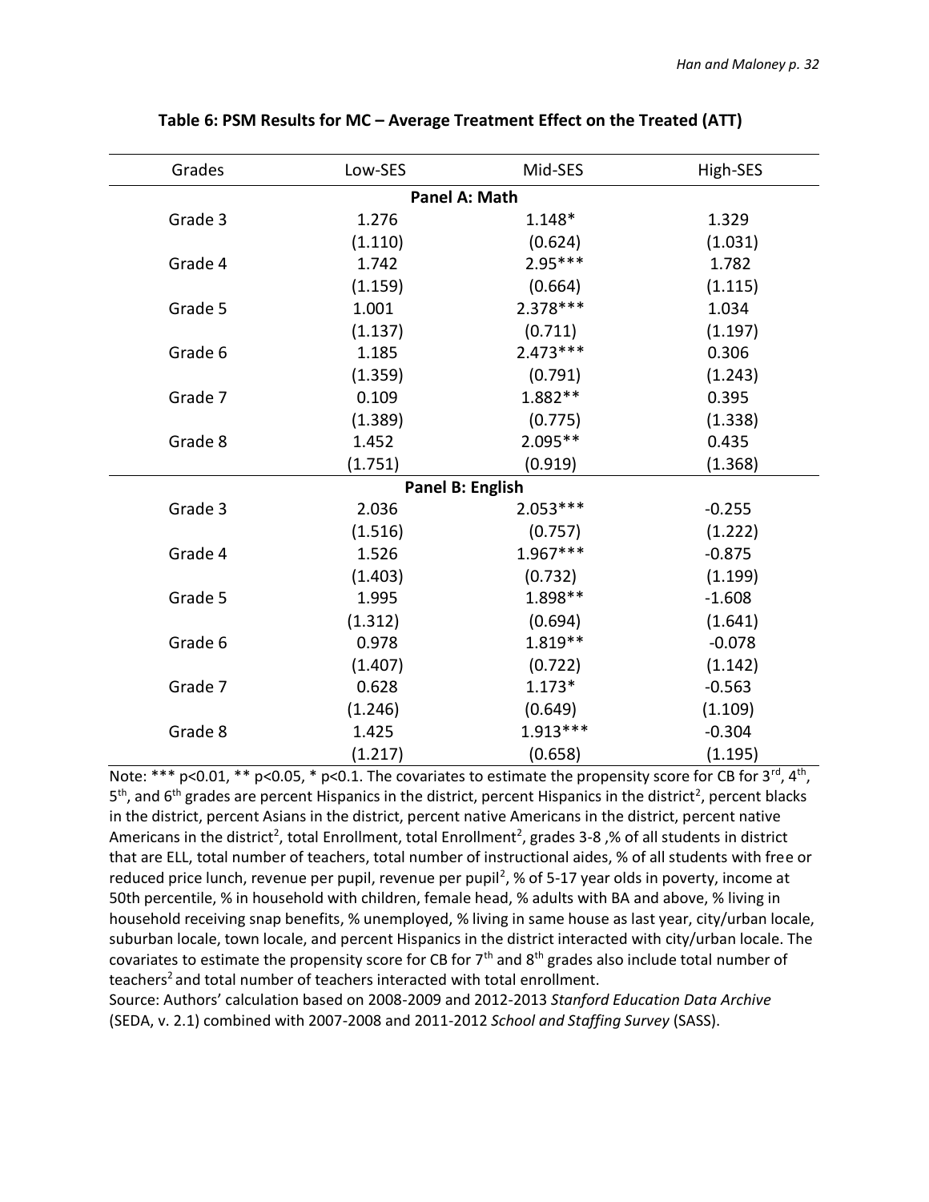**Table 6: PSM Results for MC – Average Treatment Effect on the Treated (ATT)**

| Grades | Low-SES | Mid-SES | High-SES |
|---|---|---|---|
| **Panel A: Math** | | | |
| Grade 3 | 1.276 | 1.148* | 1.329 |
| | (1.110) | (0.624) | (1.031) |
| Grade 4 | 1.742 | 2.95*** | 1.782 |
| | (1.159) | (0.664) | (1.115) |
| Grade 5 | 1.001 | 2.378*** | 1.034 |
| | (1.137) | (0.711) | (1.197) |
| Grade 6 | 1.185 | 2.473*** | 0.306 |
| | (1.359) | (0.791) | (1.243) |
| Grade 7 | 0.109 | 1.882** | 0.395 |
| | (1.389) | (0.775) | (1.338) |
| Grade 8 | 1.452 | 2.095** | 0.435 |
| | (1.751) | (0.919) | (1.368) |
| **Panel B: English** | | | |
| Grade 3 | 2.036 | 2.053*** | -0.255 |
| | (1.516) | (0.757) | (1.222) |
| Grade 4 | 1.526 | 1.967*** | -0.875 |
| | (1.403) | (0.732) | (1.199) |
| Grade 5 | 1.995 | 1.898** | -1.608 |
| | (1.312) | (0.694) | (1.641) |
| Grade 6 | 0.978 | 1.819** | -0.078 |
| | (1.407) | (0.722) | (1.142) |
| Grade 7 | 0.628 | 1.173* | -0.563 |
| | (1.246) | (0.649) | (1.109) |
| Grade 8 | 1.425 | 1.913*** | -0.304 |
| | (1.217) | (0.658) | (1.195) |

Note: *** p<0.01, ** p<0.05, * p<0.1. The covariates to estimate the propensity score for CB for 3rd, 4th, 5th, and 6th grades are percent Hispanics in the district, percent Hispanics in the district$^2$, percent blacks in the district, percent Asians in the district, percent native Americans in the district, percent native Americans in the district$^2$, total Enrollment, total Enrollment$^2$, grades 3-8 ,% of all students in district that are ELL, total number of teachers, total number of instructional aides, % of all students with free or reduced price lunch, revenue per pupil, revenue per pupil$^2$, % of 5-17 year olds in poverty, income at 50th percentile, % in household with children, female head, % adults with BA and above, % living in household receiving snap benefits, % unemployed, % living in same house as last year, city/urban locale, suburban locale, town locale, and percent Hispanics in the district interacted with city/urban locale. The covariates to estimate the propensity score for CB for 7th and 8th grades also include total number of teachers$^2$ and total number of teachers interacted with total enrollment.

Source: Authors' calculation based on 2008-2009 and 2012-2013 *Stanford Education Data Archive* (SEDA, v. 2.1) combined with 2007-2008 and 2011-2012 *School and Staffing Survey* (SASS).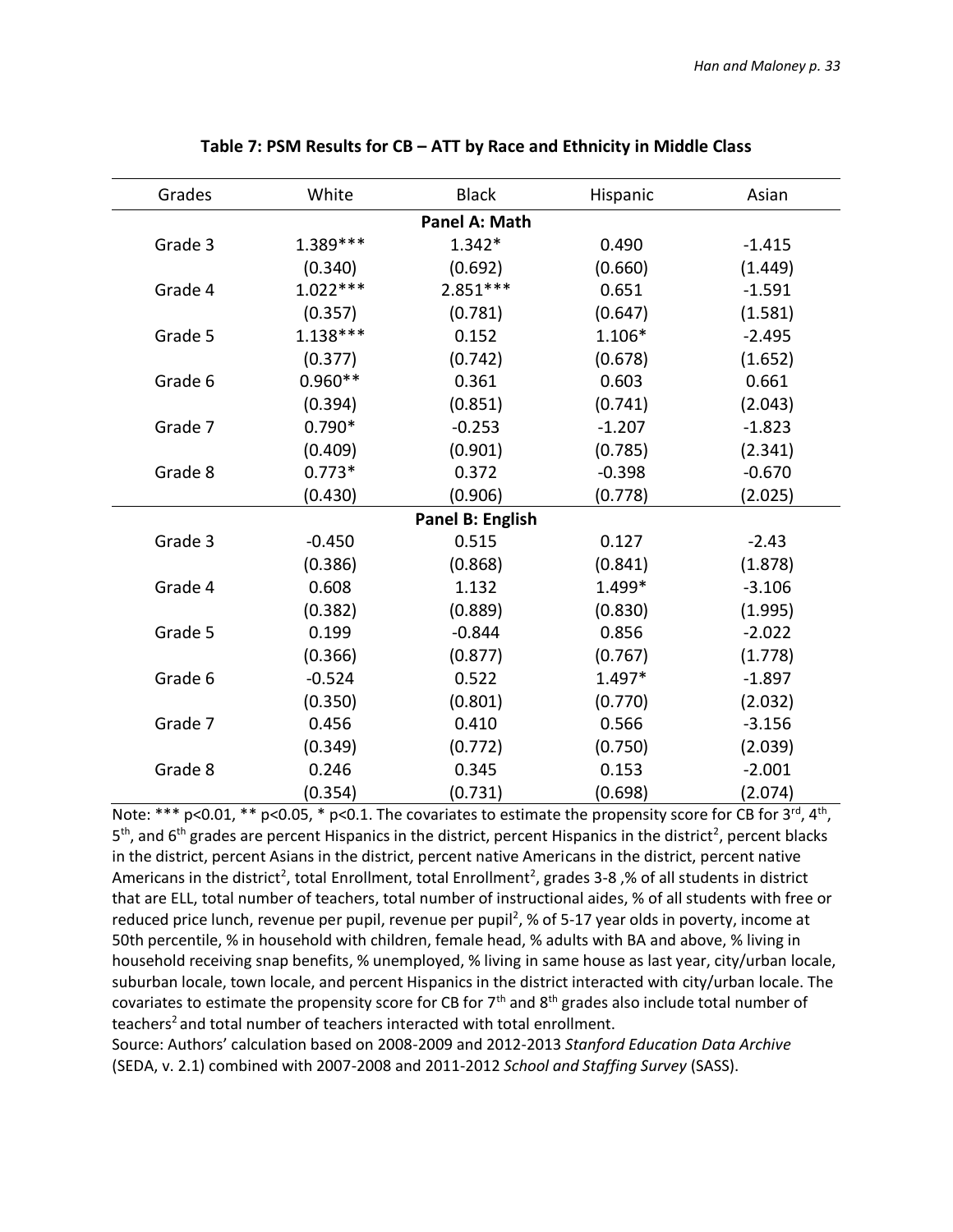**Table 7: PSM Results for CB – ATT by Race and Ethnicity in Middle Class**

| Grades | White | Black | Hispanic | Asian |
|---|---|---|---|---|
| | | **Panel A: Math** | | |
| Grade 3 | 1.389*** | 1.342* | 0.490 | -1.415 |
| | (0.340) | (0.692) | (0.660) | (1.449) |
| Grade 4 | 1.022*** | 2.851*** | 0.651 | -1.591 |
| | (0.357) | (0.781) | (0.647) | (1.581) |
| Grade 5 | 1.138*** | 0.152 | 1.106* | -2.495 |
| | (0.377) | (0.742) | (0.678) | (1.652) |
| Grade 6 | 0.960** | 0.361 | 0.603 | 0.661 |
| | (0.394) | (0.851) | (0.741) | (2.043) |
| Grade 7 | 0.790* | -0.253 | -1.207 | -1.823 |
| | (0.409) | (0.901) | (0.785) | (2.341) |
| Grade 8 | 0.773* | 0.372 | -0.398 | -0.670 |
| | (0.430) | (0.906) | (0.778) | (2.025) |
| | | **Panel B: English** | | |
| Grade 3 | -0.450 | 0.515 | 0.127 | -2.43 |
| | (0.386) | (0.868) | (0.841) | (1.878) |
| Grade 4 | 0.608 | 1.132 | 1.499* | -3.106 |
| | (0.382) | (0.889) | (0.830) | (1.995) |
| Grade 5 | 0.199 | -0.844 | 0.856 | -2.022 |
| | (0.366) | (0.877) | (0.767) | (1.778) |
| Grade 6 | -0.524 | 0.522 | 1.497* | -1.897 |
| | (0.350) | (0.801) | (0.770) | (2.032) |
| Grade 7 | 0.456 | 0.410 | 0.566 | -3.156 |
| | (0.349) | (0.772) | (0.750) | (2.039) |
| Grade 8 | 0.246 | 0.345 | 0.153 | -2.001 |
| | (0.354) | (0.731) | (0.698) | (2.074) |

Note: *** p<0.01, ** p<0.05, * p<0.1. The covariates to estimate the propensity score for CB for 3rd, 4th, 5th, and 6th grades are percent Hispanics in the district, percent Hispanics in the district$^2$, percent blacks in the district, percent Asians in the district, percent native Americans in the district, percent native Americans in the district$^2$, total Enrollment, total Enrollment$^2$, grades 3-8 ,% of all students in district that are ELL, total number of teachers, total number of instructional aides, % of all students with free or reduced price lunch, revenue per pupil, revenue per pupil$^2$, % of 5-17 year olds in poverty, income at 50th percentile, % in household with children, female head, % adults with BA and above, % living in household receiving snap benefits, % unemployed, % living in same house as last year, city/urban locale, suburban locale, town locale, and percent Hispanics in the district interacted with city/urban locale. The covariates to estimate the propensity score for CB for 7th and 8th grades also include total number of teachers$^2$ and total number of teachers interacted with total enrollment.

Source: Authors' calculation based on 2008-2009 and 2012-2013 *Stanford Education Data Archive* (SEDA, v. 2.1) combined with 2007-2008 and 2011-2012 *School and Staffing Survey* (SASS).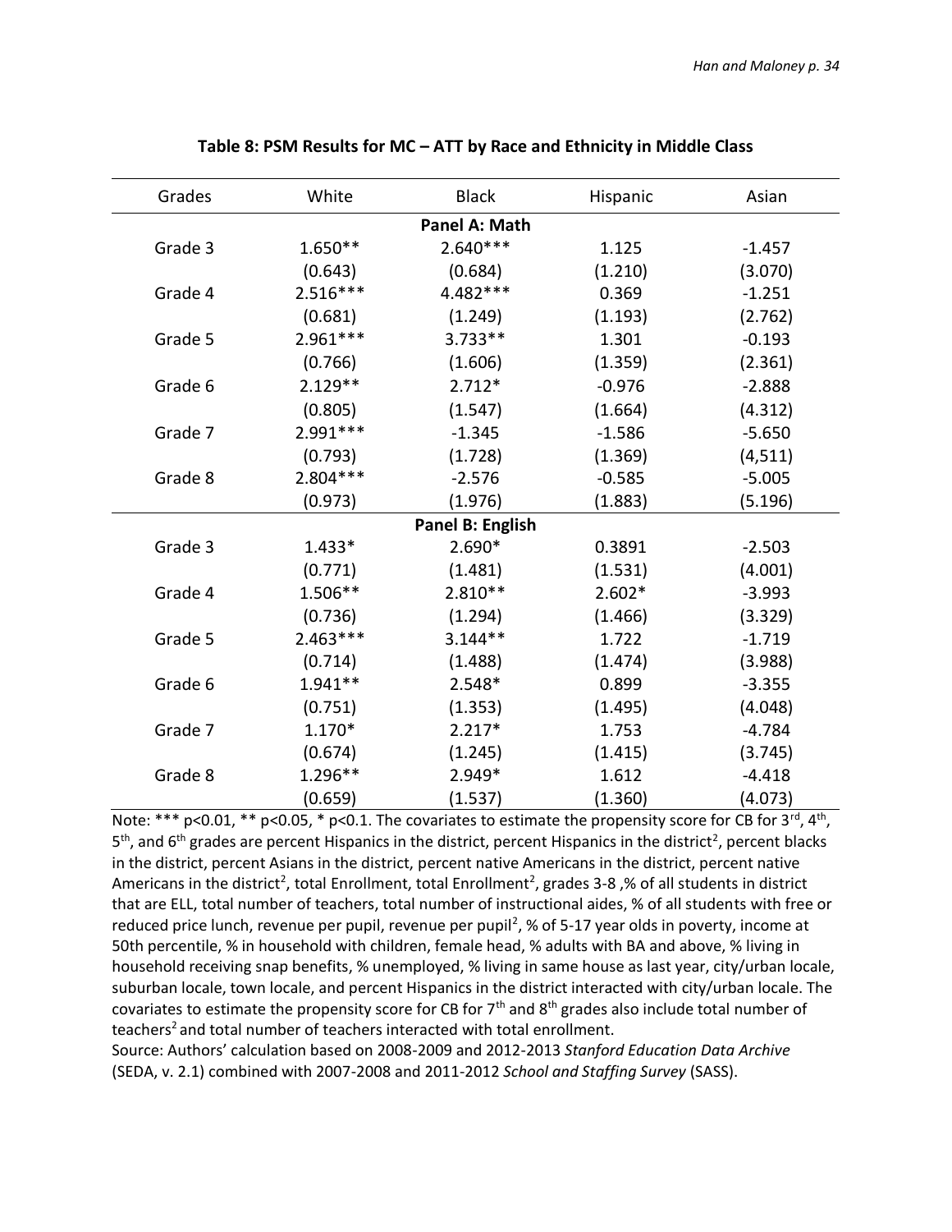**Table 8: PSM Results for MC – ATT by Race and Ethnicity in Middle Class**

| Grades | White | Black | Hispanic | Asian |
|---|---|---|---|---|
| | | **Panel A: Math** | | |
| Grade 3 | 1.650** | 2.640*** | 1.125 | -1.457 |
| | (0.643) | (0.684) | (1.210) | (3.070) |
| Grade 4 | 2.516*** | 4.482*** | 0.369 | -1.251 |
| | (0.681) | (1.249) | (1.193) | (2.762) |
| Grade 5 | 2.961*** | 3.733** | 1.301 | -0.193 |
| | (0.766) | (1.606) | (1.359) | (2.361) |
| Grade 6 | 2.129** | 2.712* | -0.976 | -2.888 |
| | (0.805) | (1.547) | (1.664) | (4.312) |
| Grade 7 | 2.991*** | -1.345 | -1.586 | -5.650 |
| | (0.793) | (1.728) | (1.369) | (4,511) |
| Grade 8 | 2.804*** | -2.576 | -0.585 | -5.005 |
| | (0.973) | (1.976) | (1.883) | (5.196) |
| | | **Panel B: English** | | |
| Grade 3 | 1.433* | 2.690* | 0.3891 | -2.503 |
| | (0.771) | (1.481) | (1.531) | (4.001) |
| Grade 4 | 1.506** | 2.810** | 2.602* | -3.993 |
| | (0.736) | (1.294) | (1.466) | (3.329) |
| Grade 5 | 2.463*** | 3.144** | 1.722 | -1.719 |
| | (0.714) | (1.488) | (1.474) | (3.988) |
| Grade 6 | 1.941** | 2.548* | 0.899 | -3.355 |
| | (0.751) | (1.353) | (1.495) | (4.048) |
| Grade 7 | 1.170* | 2.217* | 1.753 | -4.784 |
| | (0.674) | (1.245) | (1.415) | (3.745) |
| Grade 8 | 1.296** | 2.949* | 1.612 | -4.418 |
| | (0.659) | (1.537) | (1.360) | (4.073) |

Note: *** p<0.01, ** p<0.05, * p<0.1. The covariates to estimate the propensity score for CB for 3rd, 4th, 5th, and 6th grades are percent Hispanics in the district, percent Hispanics in the district$^2$, percent blacks in the district, percent Asians in the district, percent native Americans in the district, percent native Americans in the district$^2$, total Enrollment, total Enrollment$^2$, grades 3-8 ,% of all students in district that are ELL, total number of teachers, total number of instructional aides, % of all students with free or reduced price lunch, revenue per pupil, revenue per pupil$^2$, % of 5-17 year olds in poverty, income at 50th percentile, % in household with children, female head, % adults with BA and above, % living in household receiving snap benefits, % unemployed, % living in same house as last year, city/urban locale, suburban locale, town locale, and percent Hispanics in the district interacted with city/urban locale. The covariates to estimate the propensity score for CB for 7th and 8th grades also include total number of teachers$^2$ and total number of teachers interacted with total enrollment.

Source: Authors' calculation based on 2008-2009 and 2012-2013 *Stanford Education Data Archive* (SEDA, v. 2.1) combined with 2007-2008 and 2011-2012 *School and Staffing Survey* (SASS).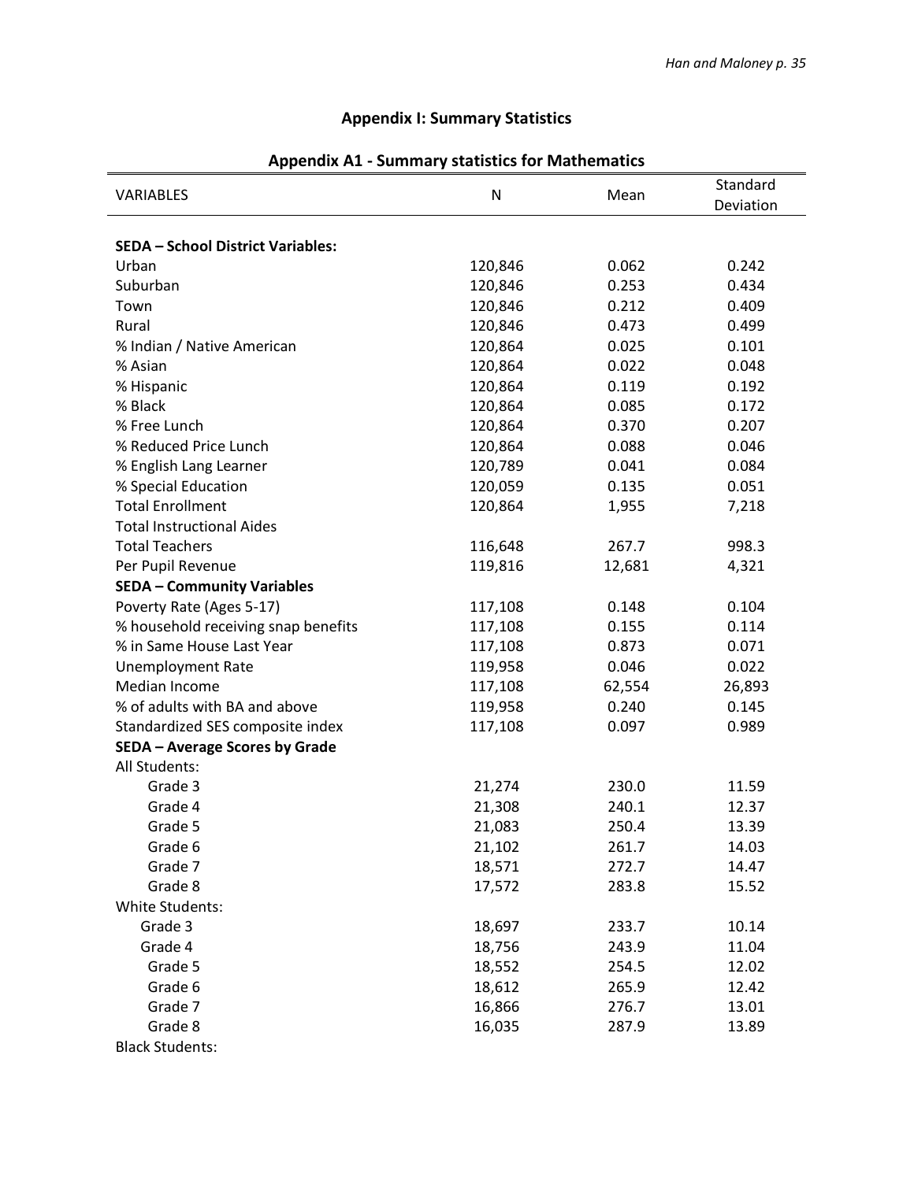## Appendix I: Summary Statistics

### Appendix A1 - Summary statistics for Mathematics

| VARIABLES | N | Mean | Standard Deviation |
|---|---|---|---|
| **SEDA – School District Variables:** | | | |
| Urban | 120,846 | 0.062 | 0.242 |
| Suburban | 120,846 | 0.253 | 0.434 |
| Town | 120,846 | 0.212 | 0.409 |
| Rural | 120,846 | 0.473 | 0.499 |
| % Indian / Native American | 120,864 | 0.025 | 0.101 |
| % Asian | 120,864 | 0.022 | 0.048 |
| % Hispanic | 120,864 | 0.119 | 0.192 |
| % Black | 120,864 | 0.085 | 0.172 |
| % Free Lunch | 120,864 | 0.370 | 0.207 |
| % Reduced Price Lunch | 120,864 | 0.088 | 0.046 |
| % English Lang Learner | 120,789 | 0.041 | 0.084 |
| % Special Education | 120,059 | 0.135 | 0.051 |
| Total Enrollment | 120,864 | 1,955 | 7,218 |
| Total Instructional Aides | | | |
| Total Teachers | 116,648 | 267.7 | 998.3 |
| Per Pupil Revenue | 119,816 | 12,681 | 4,321 |
| **SEDA – Community Variables** | | | |
| Poverty Rate (Ages 5-17) | 117,108 | 0.148 | 0.104 |
| % household receiving snap benefits | 117,108 | 0.155 | 0.114 |
| % in Same House Last Year | 117,108 | 0.873 | 0.071 |
| Unemployment Rate | 119,958 | 0.046 | 0.022 |
| Median Income | 117,108 | 62,554 | 26,893 |
| % of adults with BA and above | 119,958 | 0.240 | 0.145 |
| Standardized SES composite index | 117,108 | 0.097 | 0.989 |
| **SEDA – Average Scores by Grade** | | | |
| All Students: | | | |
| Grade 3 | 21,274 | 230.0 | 11.59 |
| Grade 4 | 21,308 | 240.1 | 12.37 |
| Grade 5 | 21,083 | 250.4 | 13.39 |
| Grade 6 | 21,102 | 261.7 | 14.03 |
| Grade 7 | 18,571 | 272.7 | 14.47 |
| Grade 8 | 17,572 | 283.8 | 15.52 |
| White Students: | | | |
| Grade 3 | 18,697 | 233.7 | 10.14 |
| Grade 4 | 18,756 | 243.9 | 11.04 |
| Grade 5 | 18,552 | 254.5 | 12.02 |
| Grade 6 | 18,612 | 265.9 | 12.42 |
| Grade 7 | 16,866 | 276.7 | 13.01 |
| Grade 8 | 16,035 | 287.9 | 13.89 |
| Black Students: | | | |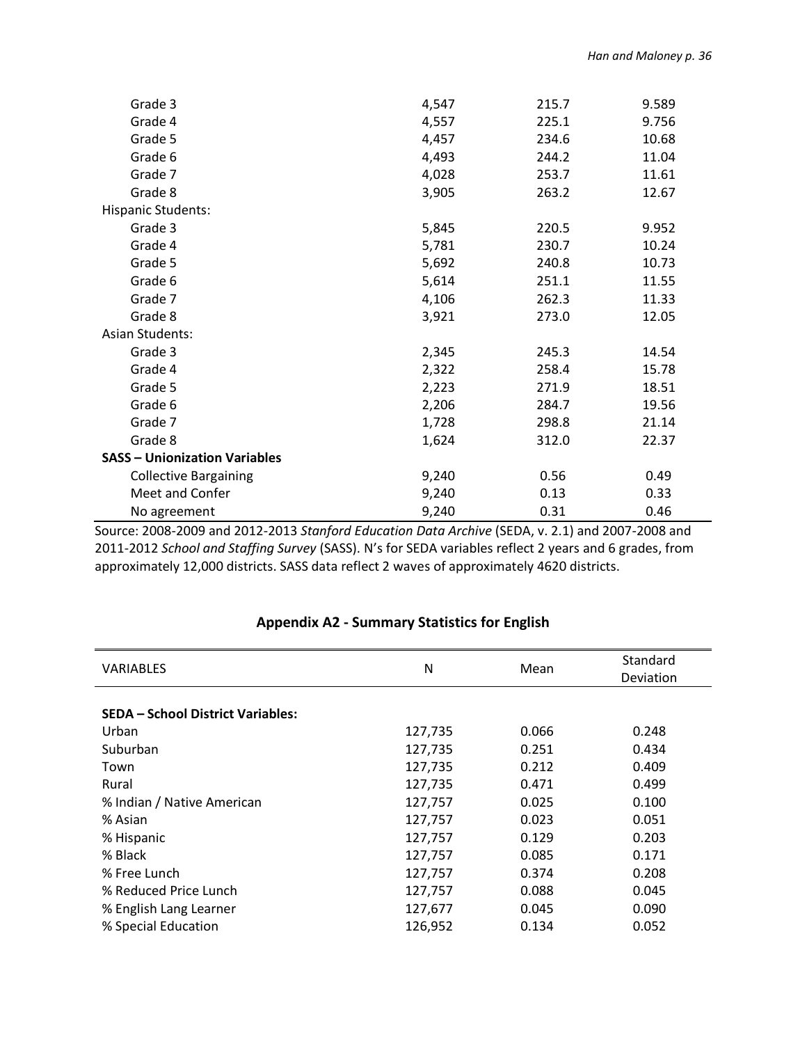| | | | |
|---|---|---|---|
| Grade 3 | 4,547 | 215.7 | 9.589 |
| Grade 4 | 4,557 | 225.1 | 9.756 |
| Grade 5 | 4,457 | 234.6 | 10.68 |
| Grade 6 | 4,493 | 244.2 | 11.04 |
| Grade 7 | 4,028 | 253.7 | 11.61 |
| Grade 8 | 3,905 | 263.2 | 12.67 |
| Hispanic Students: | | | |
| Grade 3 | 5,845 | 220.5 | 9.952 |
| Grade 4 | 5,781 | 230.7 | 10.24 |
| Grade 5 | 5,692 | 240.8 | 10.73 |
| Grade 6 | 5,614 | 251.1 | 11.55 |
| Grade 7 | 4,106 | 262.3 | 11.33 |
| Grade 8 | 3,921 | 273.0 | 12.05 |
| Asian Students: | | | |
| Grade 3 | 2,345 | 245.3 | 14.54 |
| Grade 4 | 2,322 | 258.4 | 15.78 |
| Grade 5 | 2,223 | 271.9 | 18.51 |
| Grade 6 | 2,206 | 284.7 | 19.56 |
| Grade 7 | 1,728 | 298.8 | 21.14 |
| Grade 8 | 1,624 | 312.0 | 22.37 |
| **SASS – Unionization Variables** | | | |
| Collective Bargaining | 9,240 | 0.56 | 0.49 |
| Meet and Confer | 9,240 | 0.13 | 0.33 |
| No agreement | 9,240 | 0.31 | 0.46 |

Source: 2008-2009 and 2012-2013 *Stanford Education Data Archive* (SEDA, v. 2.1) and 2007-2008 and 2011-2012 *School and Staffing Survey* (SASS). N's for SEDA variables reflect 2 years and 6 grades, from approximately 12,000 districts. SASS data reflect 2 waves of approximately 4620 districts.

## Appendix A2 - Summary Statistics for English

| VARIABLES | N | Mean | Standard Deviation |
|---|---|---|---|
| **SEDA – School District Variables:** | | | |
| Urban | 127,735 | 0.066 | 0.248 |
| Suburban | 127,735 | 0.251 | 0.434 |
| Town | 127,735 | 0.212 | 0.409 |
| Rural | 127,735 | 0.471 | 0.499 |
| % Indian / Native American | 127,757 | 0.025 | 0.100 |
| % Asian | 127,757 | 0.023 | 0.051 |
| % Hispanic | 127,757 | 0.129 | 0.203 |
| % Black | 127,757 | 0.085 | 0.171 |
| % Free Lunch | 127,757 | 0.374 | 0.208 |
| % Reduced Price Lunch | 127,757 | 0.088 | 0.045 |
| % English Lang Learner | 127,677 | 0.045 | 0.090 |
| % Special Education | 126,952 | 0.134 | 0.052 |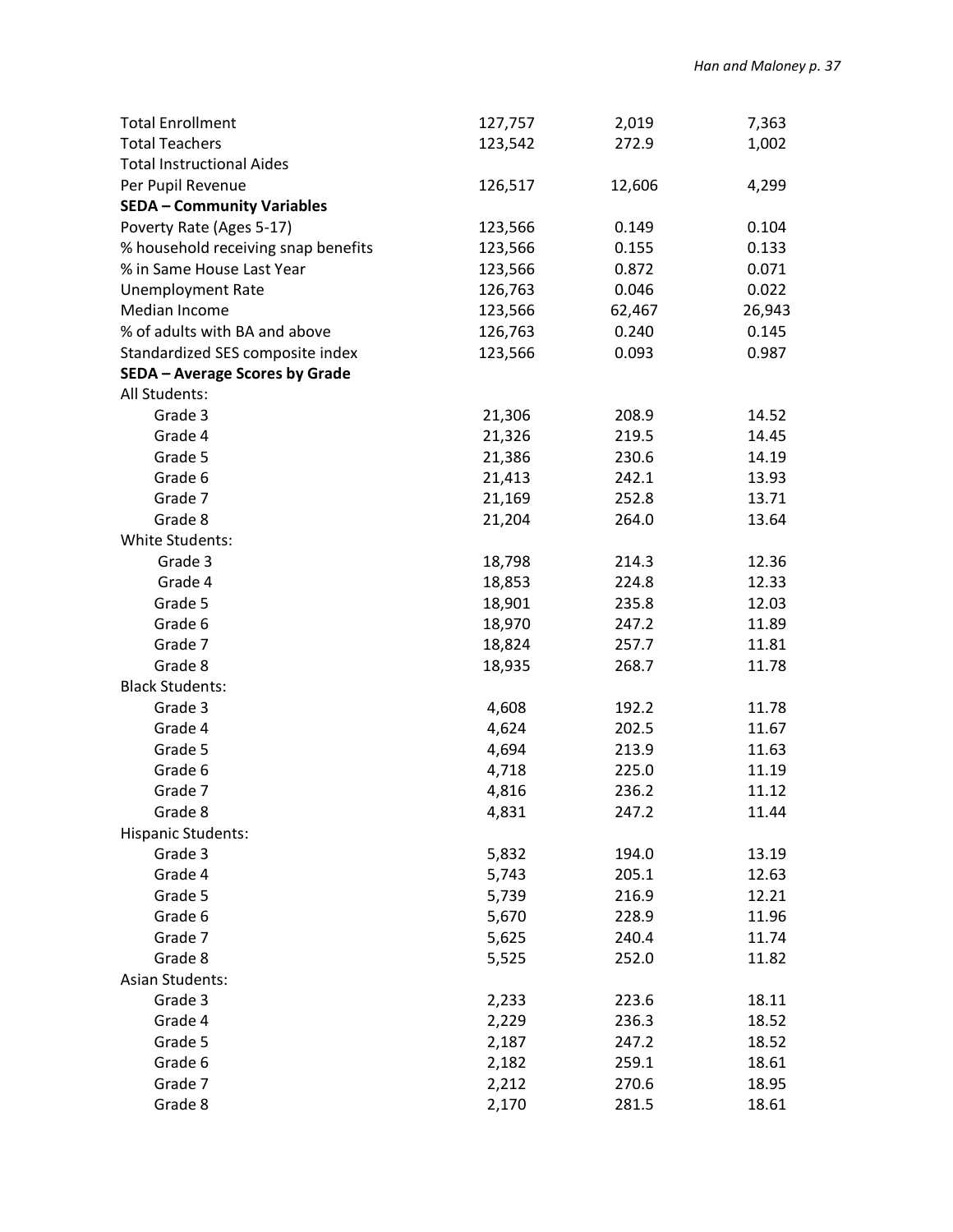| | | | |
|---|---|---|---|
| Total Enrollment | 127,757 | 2,019 | 7,363 |
| Total Teachers | 123,542 | 272.9 | 1,002 |
| Total Instructional Aides | | | |
| Per Pupil Revenue | 126,517 | 12,606 | 4,299 |
| **SEDA – Community Variables** | | | |
| Poverty Rate (Ages 5-17) | 123,566 | 0.149 | 0.104 |
| % household receiving snap benefits | 123,566 | 0.155 | 0.133 |
| % in Same House Last Year | 123,566 | 0.872 | 0.071 |
| Unemployment Rate | 126,763 | 0.046 | 0.022 |
| Median Income | 123,566 | 62,467 | 26,943 |
| % of adults with BA and above | 126,763 | 0.240 | 0.145 |
| Standardized SES composite index | 123,566 | 0.093 | 0.987 |
| **SEDA – Average Scores by Grade** | | | |
| All Students: | | | |
| Grade 3 | 21,306 | 208.9 | 14.52 |
| Grade 4 | 21,326 | 219.5 | 14.45 |
| Grade 5 | 21,386 | 230.6 | 14.19 |
| Grade 6 | 21,413 | 242.1 | 13.93 |
| Grade 7 | 21,169 | 252.8 | 13.71 |
| Grade 8 | 21,204 | 264.0 | 13.64 |
| White Students: | | | |
| Grade 3 | 18,798 | 214.3 | 12.36 |
| Grade 4 | 18,853 | 224.8 | 12.33 |
| Grade 5 | 18,901 | 235.8 | 12.03 |
| Grade 6 | 18,970 | 247.2 | 11.89 |
| Grade 7 | 18,824 | 257.7 | 11.81 |
| Grade 8 | 18,935 | 268.7 | 11.78 |
| Black Students: | | | |
| Grade 3 | 4,608 | 192.2 | 11.78 |
| Grade 4 | 4,624 | 202.5 | 11.67 |
| Grade 5 | 4,694 | 213.9 | 11.63 |
| Grade 6 | 4,718 | 225.0 | 11.19 |
| Grade 7 | 4,816 | 236.2 | 11.12 |
| Grade 8 | 4,831 | 247.2 | 11.44 |
| Hispanic Students: | | | |
| Grade 3 | 5,832 | 194.0 | 13.19 |
| Grade 4 | 5,743 | 205.1 | 12.63 |
| Grade 5 | 5,739 | 216.9 | 12.21 |
| Grade 6 | 5,670 | 228.9 | 11.96 |
| Grade 7 | 5,625 | 240.4 | 11.74 |
| Grade 8 | 5,525 | 252.0 | 11.82 |
| Asian Students: | | | |
| Grade 3 | 2,233 | 223.6 | 18.11 |
| Grade 4 | 2,229 | 236.3 | 18.52 |
| Grade 5 | 2,187 | 247.2 | 18.52 |
| Grade 6 | 2,182 | 259.1 | 18.61 |
| Grade 7 | 2,212 | 270.6 | 18.95 |
| Grade 8 | 2,170 | 281.5 | 18.61 |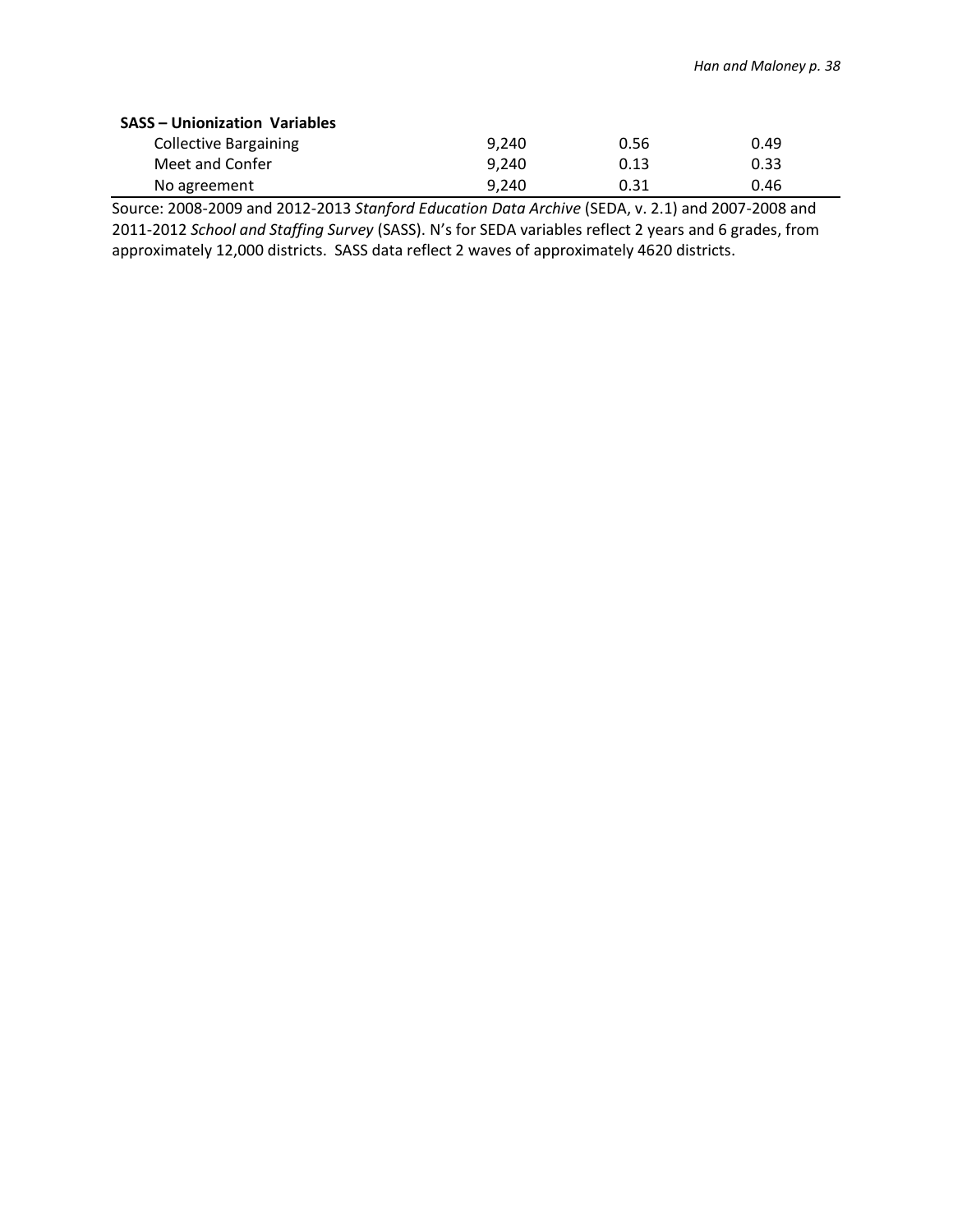| | | | |
|---|---|---|---|
| **SASS – Unionization Variables** | | | |
| Collective Bargaining | 9,240 | 0.56 | 0.49 |
| Meet and Confer | 9,240 | 0.13 | 0.33 |
| No agreement | 9,240 | 0.31 | 0.46 |

Source: 2008-2009 and 2012-2013 *Stanford Education Data Archive* (SEDA, v. 2.1) and 2007-2008 and 2011-2012 *School and Staffing Survey* (SASS). N's for SEDA variables reflect 2 years and 6 grades, from approximately 12,000 districts. SASS data reflect 2 waves of approximately 4620 districts.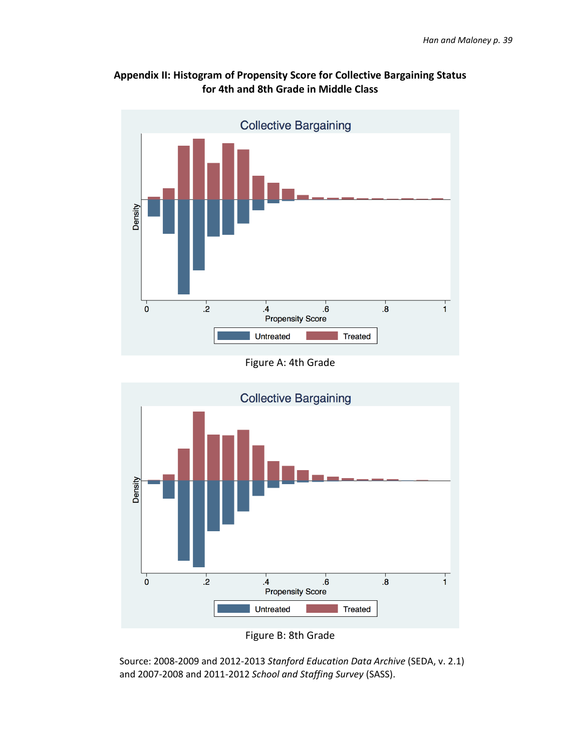**Appendix II: Histogram of Propensity Score for Collective Bargaining Status for 4th and 8th Grade in Middle Class**

Figure A: 4th Grade

Figure B: 8th Grade

Source: 2008-2009 and 2012-2013 *Stanford Education Data Archive* (SEDA, v. 2.1) and 2007-2008 and 2011-2012 *School and Staffing Survey* (SASS).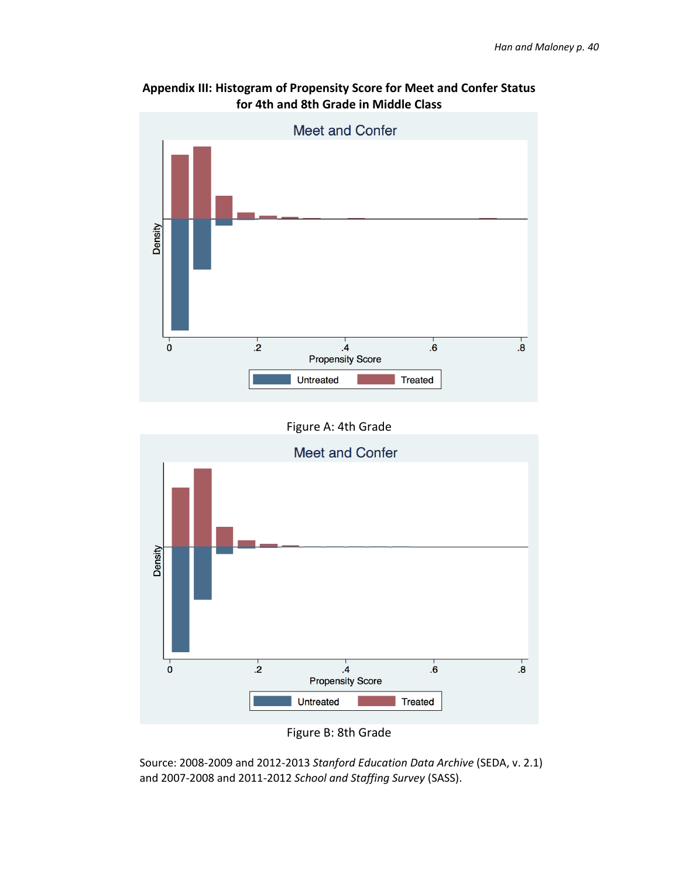**Appendix III: Histogram of Propensity Score for Meet and Confer Status for 4th and 8th Grade in Middle Class**

Meet and Confer

Density

0
.2
.4
.6
.8

Propensity Score

Untreated
Treated

Figure A: 4th Grade

Meet and Confer

Density

0
.2
.4
.6
.8

Propensity Score

Untreated
Treated

Figure B: 8th Grade

Source: 2008-2009 and 2012-2013 *Stanford Education Data Archive* (SEDA, v. 2.1) and 2007-2008 and 2011-2012 *School and Staffing Survey* (SASS).